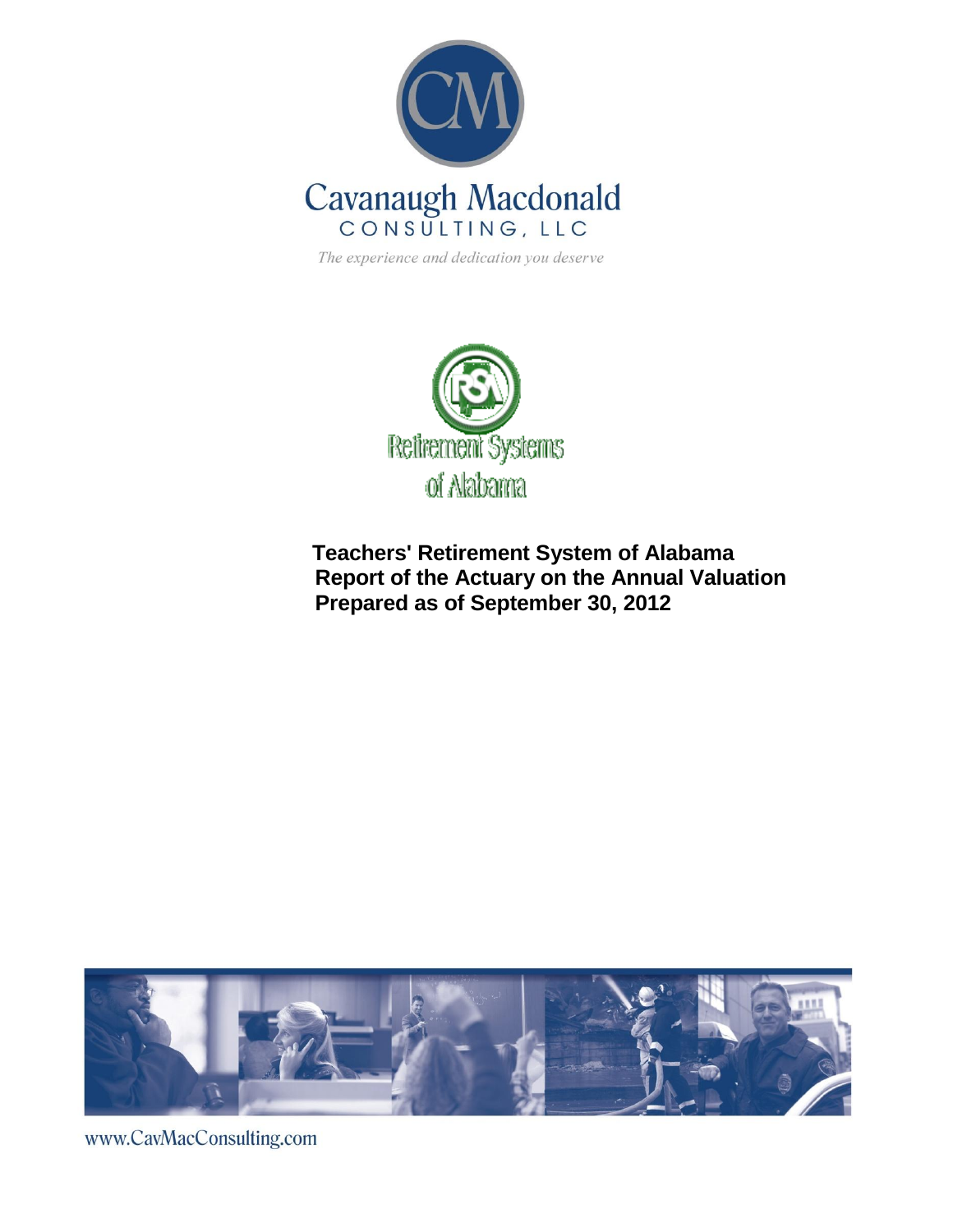Cavanaugh Macdonald

CONSULTING, LLC

*The experience and dedication you deserve*

Retirement Systems of Alabama

# Teachers' Retirement System of Alabama
# Report of the Actuary on the Annual Valuation
# Prepared as of September 30, 2012

www.CavMacConsulting.com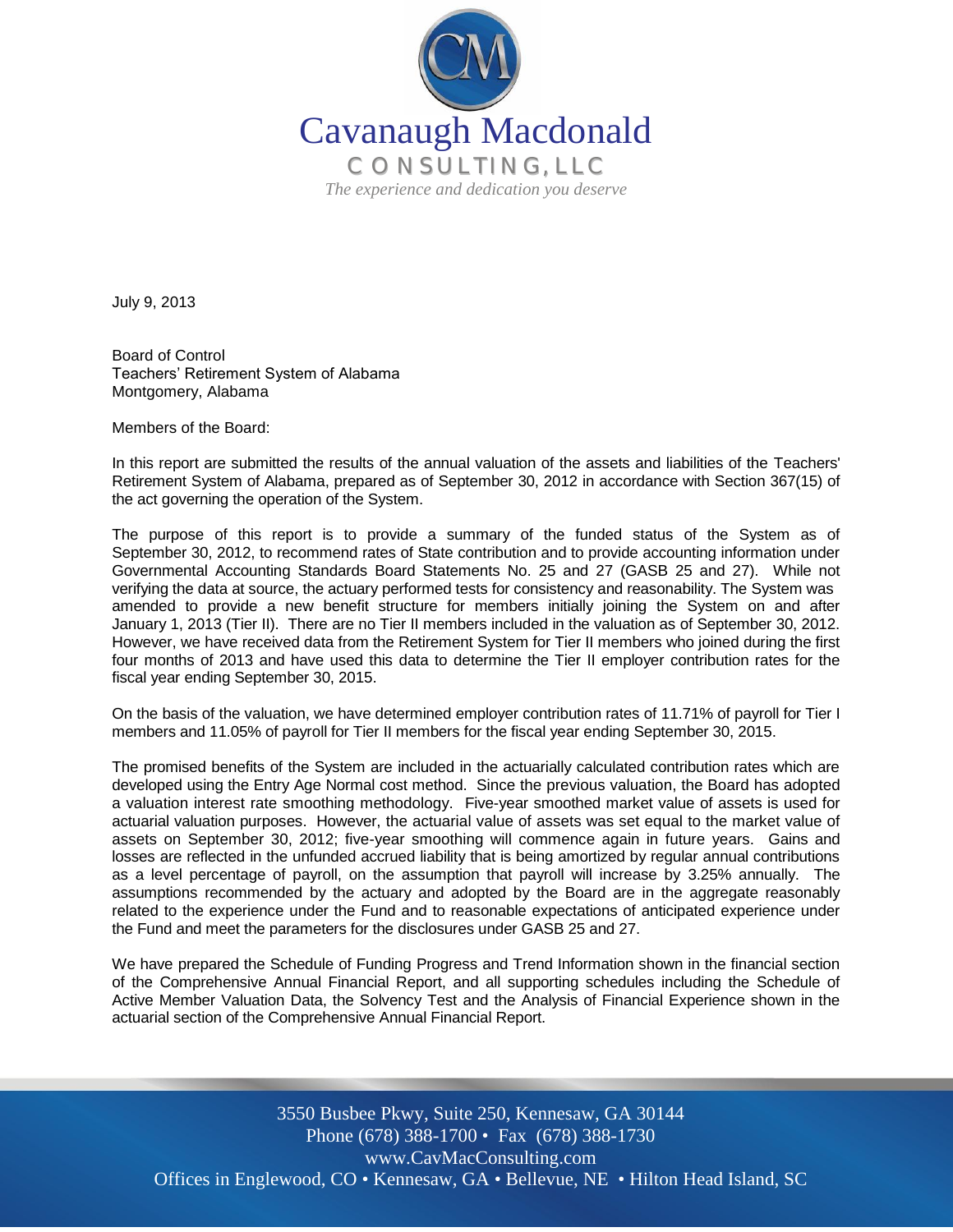Cavanaugh Macdonald

CONSULTING, LLC

*The experience and dedication you deserve*

July 9, 2013

Board of Control
Teachers' Retirement System of Alabama
Montgomery, Alabama

Members of the Board:

In this report are submitted the results of the annual valuation of the assets and liabilities of the Teachers' Retirement System of Alabama, prepared as of September 30, 2012 in accordance with Section 367(15) of the act governing the operation of the System.

The purpose of this report is to provide a summary of the funded status of the System as of September 30, 2012, to recommend rates of State contribution and to provide accounting information under Governmental Accounting Standards Board Statements No. 25 and 27 (GASB 25 and 27). While not verifying the data at source, the actuary performed tests for consistency and reasonability. The System was amended to provide a new benefit structure for members initially joining the System on and after January 1, 2013 (Tier II). There are no Tier II members included in the valuation as of September 30, 2012. However, we have received data from the Retirement System for Tier II members who joined during the first four months of 2013 and have used this data to determine the Tier II employer contribution rates for the fiscal year ending September 30, 2015.

On the basis of the valuation, we have determined employer contribution rates of 11.71% of payroll for Tier I members and 11.05% of payroll for Tier II members for the fiscal year ending September 30, 2015.

The promised benefits of the System are included in the actuarially calculated contribution rates which are developed using the Entry Age Normal cost method. Since the previous valuation, the Board has adopted a valuation interest rate smoothing methodology. Five-year smoothed market value of assets is used for actuarial valuation purposes. However, the actuarial value of assets was set equal to the market value of assets on September 30, 2012; five-year smoothing will commence again in future years. Gains and losses are reflected in the unfunded accrued liability that is being amortized by regular annual contributions as a level percentage of payroll, on the assumption that payroll will increase by 3.25% annually. The assumptions recommended by the actuary and adopted by the Board are in the aggregate reasonably related to the experience under the Fund and to reasonable expectations of anticipated experience under the Fund and meet the parameters for the disclosures under GASB 25 and 27.

We have prepared the Schedule of Funding Progress and Trend Information shown in the financial section of the Comprehensive Annual Financial Report, and all supporting schedules including the Schedule of Active Member Valuation Data, the Solvency Test and the Analysis of Financial Experience shown in the actuarial section of the Comprehensive Annual Financial Report.

3550 Busbee Pkwy, Suite 250, Kennesaw, GA 30144
Phone (678) 388-1700 • Fax (678) 388-1730
www.CavMacConsulting.com
Offices in Englewood, CO • Kennesaw, GA • Bellevue, NE • Hilton Head Island, SC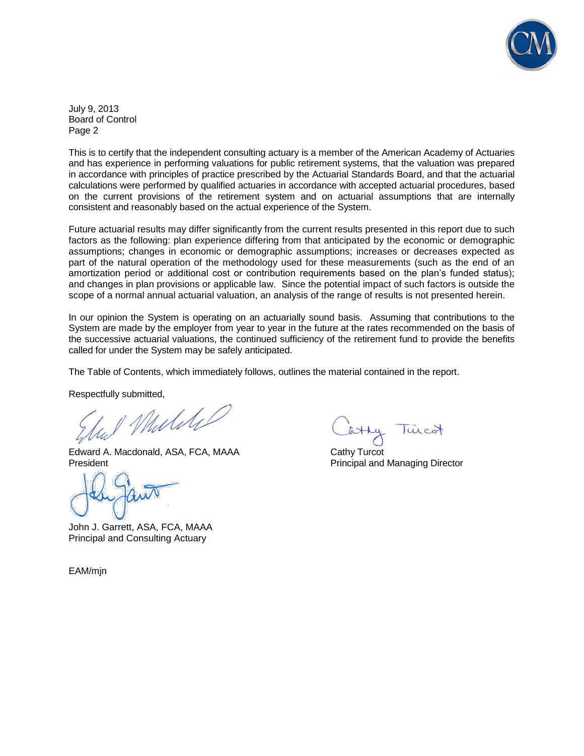July 9, 2013
Board of Control
Page 2

This is to certify that the independent consulting actuary is a member of the American Academy of Actuaries and has experience in performing valuations for public retirement systems, that the valuation was prepared in accordance with principles of practice prescribed by the Actuarial Standards Board, and that the actuarial calculations were performed by qualified actuaries in accordance with accepted actuarial procedures, based on the current provisions of the retirement system and on actuarial assumptions that are internally consistent and reasonably based on the actual experience of the System.

Future actuarial results may differ significantly from the current results presented in this report due to such factors as the following: plan experience differing from that anticipated by the economic or demographic assumptions; changes in economic or demographic assumptions; increases or decreases expected as part of the natural operation of the methodology used for these measurements (such as the end of an amortization period or additional cost or contribution requirements based on the plan's funded status); and changes in plan provisions or applicable law. Since the potential impact of such factors is outside the scope of a normal annual actuarial valuation, an analysis of the range of results is not presented herein.

In our opinion the System is operating on an actuarially sound basis. Assuming that contributions to the System are made by the employer from year to year in the future at the rates recommended on the basis of the successive actuarial valuations, the continued sufficiency of the retirement fund to provide the benefits called for under the System may be safely anticipated.

The Table of Contents, which immediately follows, outlines the material contained in the report.

Respectfully submitted,

Edward A. Macdonald, ASA, FCA, MAAA
President

Cathy Turcot
Principal and Managing Director

John J. Garrett, ASA, FCA, MAAA
Principal and Consulting Actuary

EAM/mjn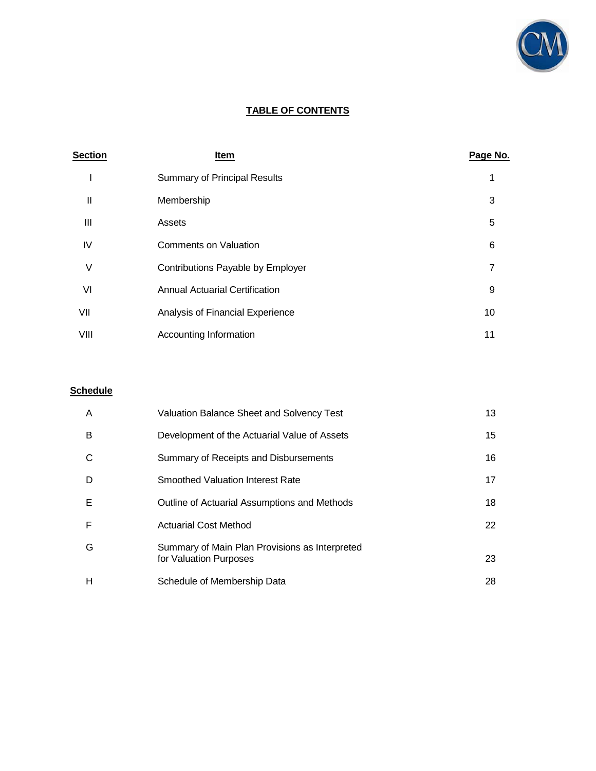# TABLE OF CONTENTS

| Section | Item | Page No. |
|---|---|---|
| I | Summary of Principal Results | 1 |
| II | Membership | 3 |
| III | Assets | 5 |
| IV | Comments on Valuation | 6 |
| V | Contributions Payable by Employer | 7 |
| VI | Annual Actuarial Certification | 9 |
| VII | Analysis of Financial Experience | 10 |
| VIII | Accounting Information | 11 |

| Schedule | | |
|---|---|---|
| A | Valuation Balance Sheet and Solvency Test | 13 |
| B | Development of the Actuarial Value of Assets | 15 |
| C | Summary of Receipts and Disbursements | 16 |
| D | Smoothed Valuation Interest Rate | 17 |
| E | Outline of Actuarial Assumptions and Methods | 18 |
| F | Actuarial Cost Method | 22 |
| G | Summary of Main Plan Provisions as Interpreted for Valuation Purposes | 23 |
| H | Schedule of Membership Data | 28 |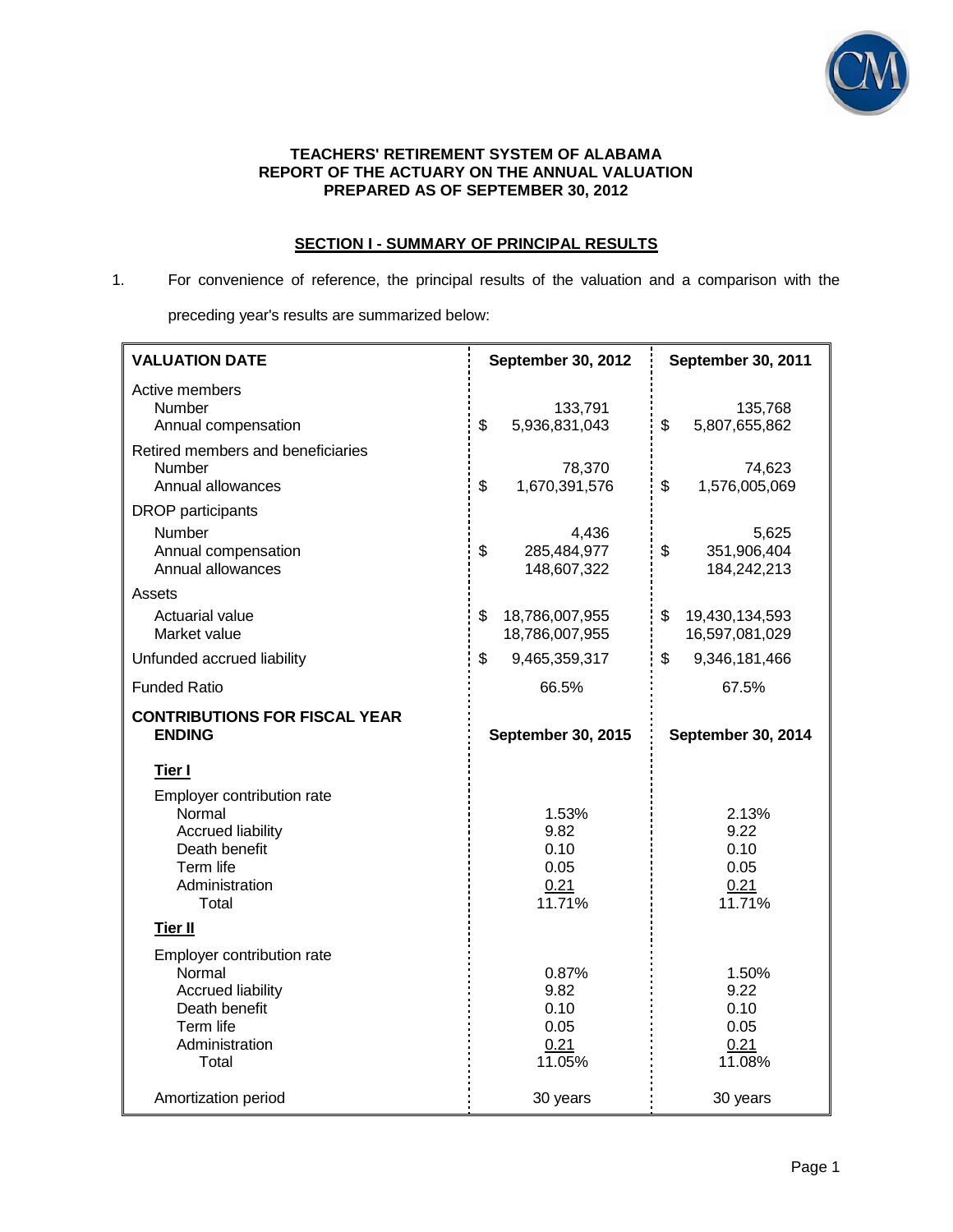**TEACHERS' RETIREMENT SYSTEM OF ALABAMA**
**REPORT OF THE ACTUARY ON THE ANNUAL VALUATION**
**PREPARED AS OF SEPTEMBER 30, 2012**

## SECTION I - SUMMARY OF PRINCIPAL RESULTS

1. For convenience of reference, the principal results of the valuation and a comparison with the preceding year's results are summarized below:

| **VALUATION DATE** | **September 30, 2012** | **September 30, 2011** |
|---|---|---|
| Active members | | |
| Number | 133,791 | 135,768 |
| Annual compensation | $ 5,936,831,043 | $ 5,807,655,862 |
| Retired members and beneficiaries | | |
| Number | 78,370 | 74,623 |
| Annual allowances | $ 1,670,391,576 | $ 1,576,005,069 |
| DROP participants | | |
| Number | 4,436 | 5,625 |
| Annual compensation | $ 285,484,977 | $ 351,906,404 |
| Annual allowances | 148,607,322 | 184,242,213 |
| Assets | | |
| Actuarial value | $ 18,786,007,955 | $ 19,430,134,593 |
| Market value | 18,786,007,955 | 16,597,081,029 |
| Unfunded accrued liability | $ 9,465,359,317 | $ 9,346,181,466 |
| Funded Ratio | 66.5% | 67.5% |
| **CONTRIBUTIONS FOR FISCAL YEAR ENDING** | **September 30, 2015** | **September 30, 2014** |
| **Tier I** | | |
| Employer contribution rate | | |
| Normal | 1.53% | 2.13% |
| Accrued liability | 9.82 | 9.22 |
| Death benefit | 0.10 | 0.10 |
| Term life | 0.05 | 0.05 |
| Administration | 0.21 | 0.21 |
| Total | 11.71% | 11.71% |
| **Tier II** | | |
| Employer contribution rate | | |
| Normal | 0.87% | 1.50% |
| Accrued liability | 9.82 | 9.22 |
| Death benefit | 0.10 | 0.10 |
| Term life | 0.05 | 0.05 |
| Administration | 0.21 | 0.21 |
| Total | 11.05% | 11.08% |
| Amortization period | 30 years | 30 years |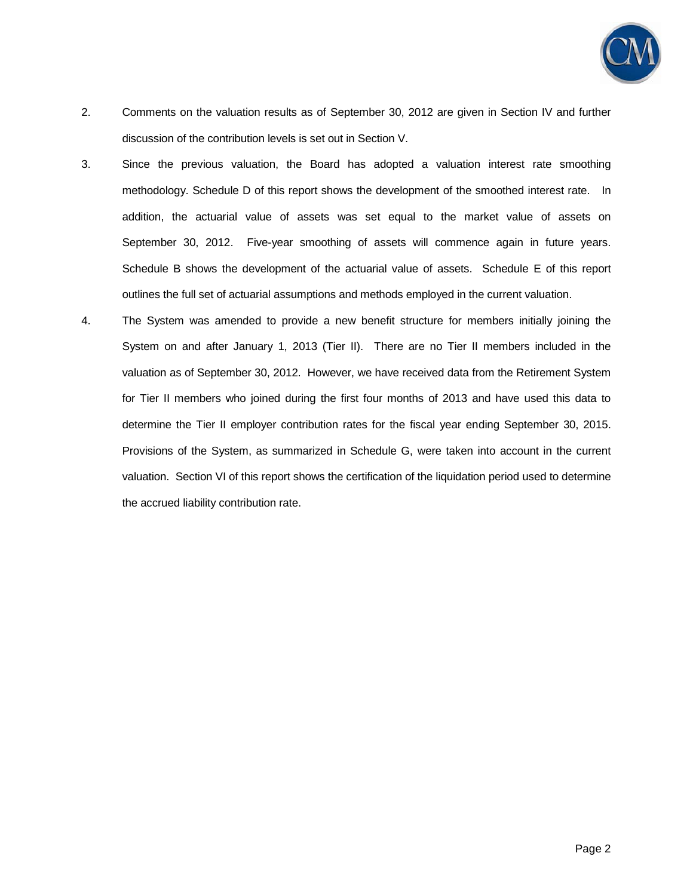2. Comments on the valuation results as of September 30, 2012 are given in Section IV and further discussion of the contribution levels is set out in Section V.

3. Since the previous valuation, the Board has adopted a valuation interest rate smoothing methodology. Schedule D of this report shows the development of the smoothed interest rate. In addition, the actuarial value of assets was set equal to the market value of assets on September 30, 2012. Five-year smoothing of assets will commence again in future years. Schedule B shows the development of the actuarial value of assets. Schedule E of this report outlines the full set of actuarial assumptions and methods employed in the current valuation.

4. The System was amended to provide a new benefit structure for members initially joining the System on and after January 1, 2013 (Tier II). There are no Tier II members included in the valuation as of September 30, 2012. However, we have received data from the Retirement System for Tier II members who joined during the first four months of 2013 and have used this data to determine the Tier II employer contribution rates for the fiscal year ending September 30, 2015. Provisions of the System, as summarized in Schedule G, were taken into account in the current valuation. Section VI of this report shows the certification of the liquidation period used to determine the accrued liability contribution rate.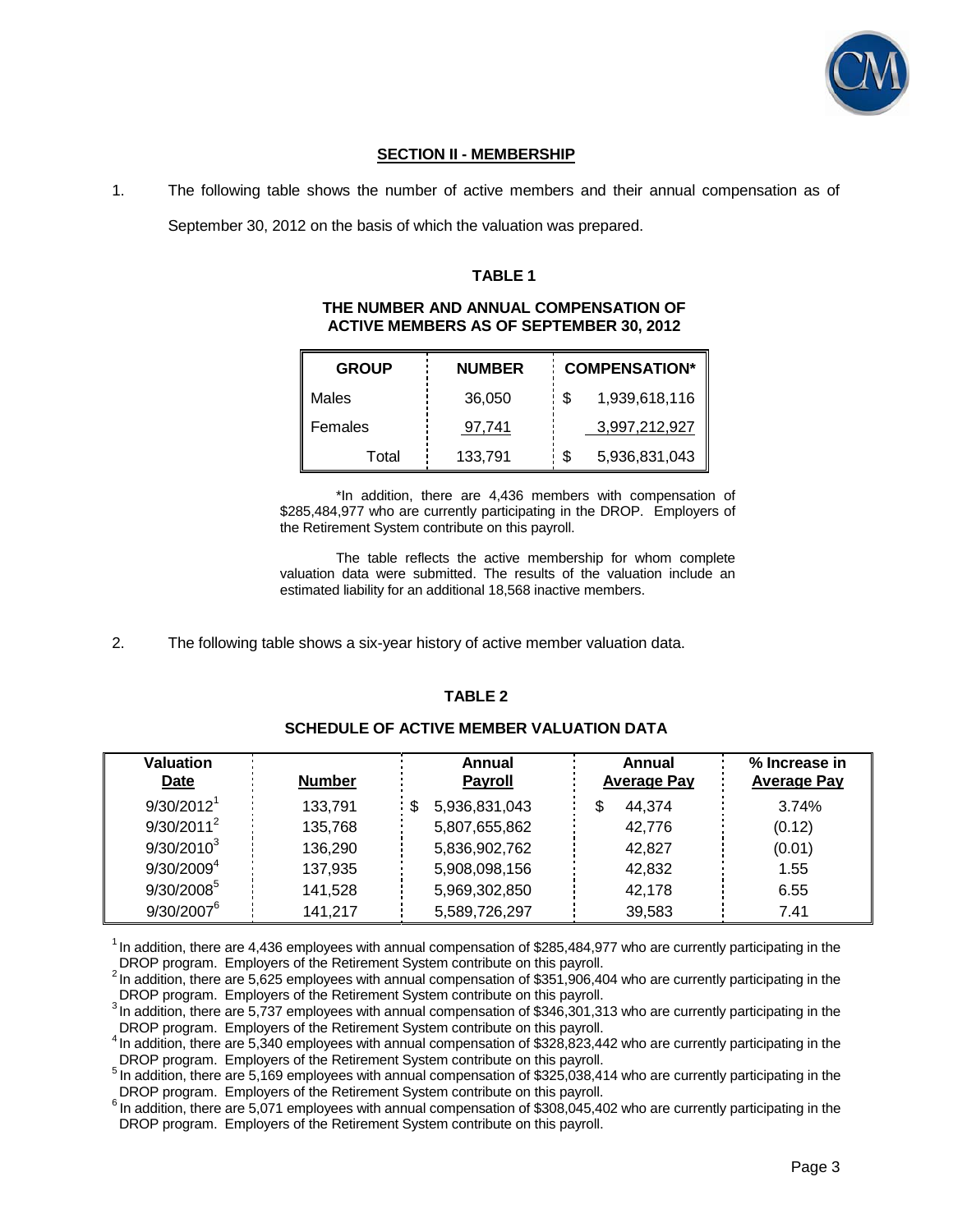## SECTION II - MEMBERSHIP

1. The following table shows the number of active members and their annual compensation as of September 30, 2012 on the basis of which the valuation was prepared.

**TABLE 1**

**THE NUMBER AND ANNUAL COMPENSATION OF ACTIVE MEMBERS AS OF SEPTEMBER 30, 2012**

| GROUP | NUMBER | COMPENSATION* |
|---|---|---|
| Males | 36,050 | $ 1,939,618,116 |
| Females | 97,741 | 3,997,212,927 |
| Total | 133,791 | $ 5,936,831,043 |

*In addition, there are 4,436 members with compensation of $285,484,977 who are currently participating in the DROP. Employers of the Retirement System contribute on this payroll.

The table reflects the active membership for whom complete valuation data were submitted. The results of the valuation include an estimated liability for an additional 18,568 inactive members.

2. The following table shows a six-year history of active member valuation data.

**TABLE 2**

**SCHEDULE OF ACTIVE MEMBER VALUATION DATA**

| Valuation Date | Number | Annual Payroll | Annual Average Pay | % Increase in Average Pay |
|---|---|---|---|---|
| 9/30/2012[1] | 133,791 | $ 5,936,831,043 | $ 44,374 | 3.74% |
| 9/30/2011[2] | 135,768 | 5,807,655,862 | 42,776 | (0.12) |
| 9/30/2010[3] | 136,290 | 5,836,902,762 | 42,827 | (0.01) |
| 9/30/2009[4] | 137,935 | 5,908,098,156 | 42,832 | 1.55 |
| 9/30/2008[5] | 141,528 | 5,969,302,850 | 42,178 | 6.55 |
| 9/30/2007[6] | 141,217 | 5,589,726,297 | 39,583 | 7.41 |

[1] In addition, there are 4,436 employees with annual compensation of $285,484,977 who are currently participating in the DROP program. Employers of the Retirement System contribute on this payroll.

[2] In addition, there are 5,625 employees with annual compensation of $351,906,404 who are currently participating in the DROP program. Employers of the Retirement System contribute on this payroll.

[3] In addition, there are 5,737 employees with annual compensation of $346,301,313 who are currently participating in the DROP program. Employers of the Retirement System contribute on this payroll.

[4] In addition, there are 5,340 employees with annual compensation of $328,823,442 who are currently participating in the DROP program. Employers of the Retirement System contribute on this payroll.

[5] In addition, there are 5,169 employees with annual compensation of $325,038,414 who are currently participating in the DROP program. Employers of the Retirement System contribute on this payroll.

[6] In addition, there are 5,071 employees with annual compensation of $308,045,402 who are currently participating in the DROP program. Employers of the Retirement System contribute on this payroll.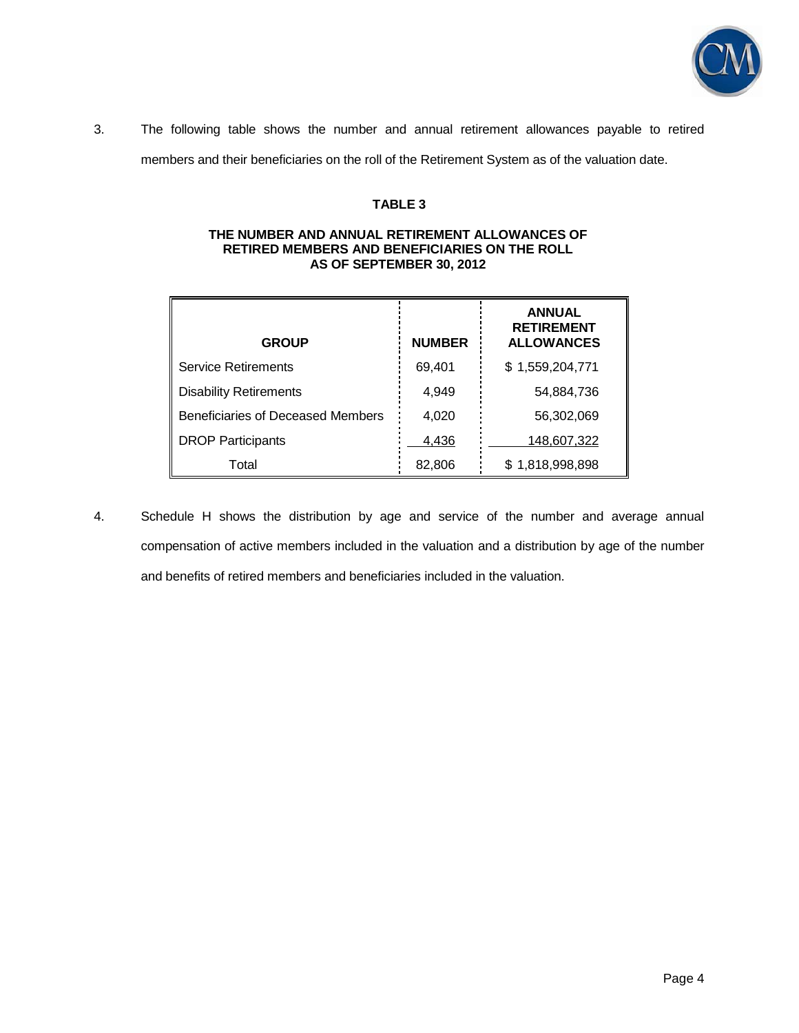3. The following table shows the number and annual retirement allowances payable to retired members and their beneficiaries on the roll of the Retirement System as of the valuation date.

**TABLE 3**

**THE NUMBER AND ANNUAL RETIREMENT ALLOWANCES OF RETIRED MEMBERS AND BENEFICIARIES ON THE ROLL AS OF SEPTEMBER 30, 2012**

| GROUP | NUMBER | ANNUAL RETIREMENT ALLOWANCES |
|---|---|---|
| Service Retirements | 69,401 | $ 1,559,204,771 |
| Disability Retirements | 4,949 | 54,884,736 |
| Beneficiaries of Deceased Members | 4,020 | 56,302,069 |
| DROP Participants | 4,436 | 148,607,322 |
| Total | 82,806 | $ 1,818,998,898 |

4. Schedule H shows the distribution by age and service of the number and average annual compensation of active members included in the valuation and a distribution by age of the number and benefits of retired members and beneficiaries included in the valuation.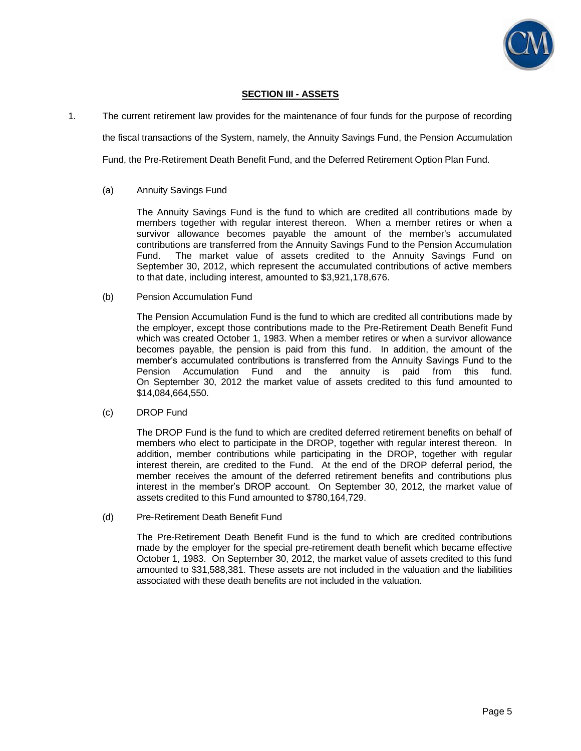## SECTION III - ASSETS

1. The current retirement law provides for the maintenance of four funds for the purpose of recording the fiscal transactions of the System, namely, the Annuity Savings Fund, the Pension Accumulation Fund, the Pre-Retirement Death Benefit Fund, and the Deferred Retirement Option Plan Fund.

   (a) Annuity Savings Fund

   The Annuity Savings Fund is the fund to which are credited all contributions made by members together with regular interest thereon. When a member retires or when a survivor allowance becomes payable the amount of the member's accumulated contributions are transferred from the Annuity Savings Fund to the Pension Accumulation Fund. The market value of assets credited to the Annuity Savings Fund on September 30, 2012, which represent the accumulated contributions of active members to that date, including interest, amounted to $3,921,178,676.

   (b) Pension Accumulation Fund

   The Pension Accumulation Fund is the fund to which are credited all contributions made by the employer, except those contributions made to the Pre-Retirement Death Benefit Fund which was created October 1, 1983. When a member retires or when a survivor allowance becomes payable, the pension is paid from this fund. In addition, the amount of the member's accumulated contributions is transferred from the Annuity Savings Fund to the Pension Accumulation Fund and the annuity is paid from this fund. On September 30, 2012 the market value of assets credited to this fund amounted to $14,084,664,550.

   (c) DROP Fund

   The DROP Fund is the fund to which are credited deferred retirement benefits on behalf of members who elect to participate in the DROP, together with regular interest thereon. In addition, member contributions while participating in the DROP, together with regular interest therein, are credited to the Fund. At the end of the DROP deferral period, the member receives the amount of the deferred retirement benefits and contributions plus interest in the member's DROP account. On September 30, 2012, the market value of assets credited to this Fund amounted to $780,164,729.

   (d) Pre-Retirement Death Benefit Fund

   The Pre-Retirement Death Benefit Fund is the fund to which are credited contributions made by the employer for the special pre-retirement death benefit which became effective October 1, 1983. On September 30, 2012, the market value of assets credited to this fund amounted to $31,588,381. These assets are not included in the valuation and the liabilities associated with these death benefits are not included in the valuation.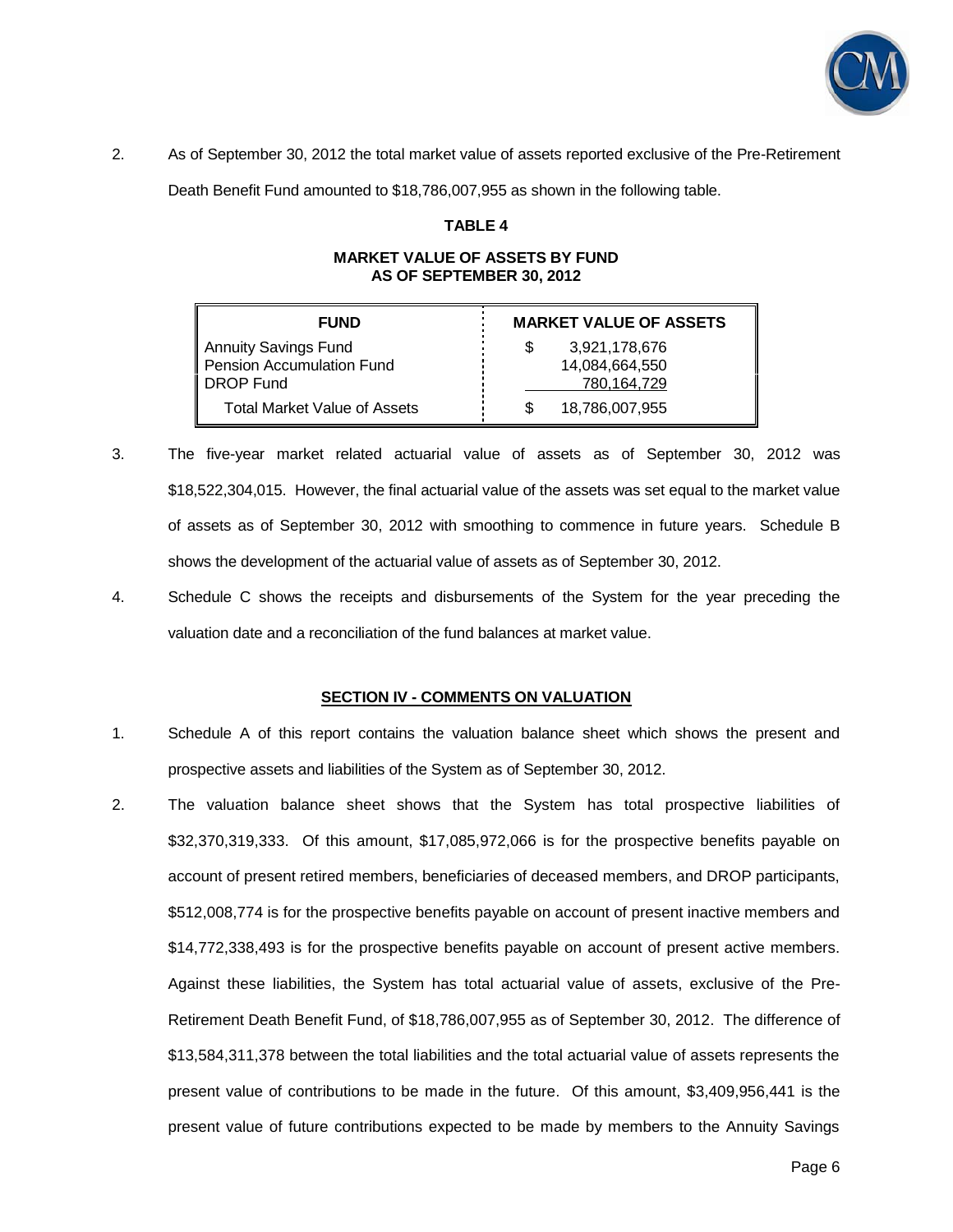2. As of September 30, 2012 the total market value of assets reported exclusive of the Pre-Retirement Death Benefit Fund amounted to $18,786,007,955 as shown in the following table.

**TABLE 4**

**MARKET VALUE OF ASSETS BY FUND AS OF SEPTEMBER 30, 2012**

| FUND | MARKET VALUE OF ASSETS |
|---|---|
| Annuity Savings Fund | $ 3,921,178,676 |
| Pension Accumulation Fund | 14,084,664,550 |
| DROP Fund | 780,164,729 |
| Total Market Value of Assets | $ 18,786,007,955 |

3. The five-year market related actuarial value of assets as of September 30, 2012 was $18,522,304,015. However, the final actuarial value of the assets was set equal to the market value of assets as of September 30, 2012 with smoothing to commence in future years. Schedule B shows the development of the actuarial value of assets as of September 30, 2012.

4. Schedule C shows the receipts and disbursements of the System for the year preceding the valuation date and a reconciliation of the fund balances at market value.

## SECTION IV - COMMENTS ON VALUATION

1. Schedule A of this report contains the valuation balance sheet which shows the present and prospective assets and liabilities of the System as of September 30, 2012.

2. The valuation balance sheet shows that the System has total prospective liabilities of $32,370,319,333. Of this amount, $17,085,972,066 is for the prospective benefits payable on account of present retired members, beneficiaries of deceased members, and DROP participants, $512,008,774 is for the prospective benefits payable on account of present inactive members and $14,772,338,493 is for the prospective benefits payable on account of present active members. Against these liabilities, the System has total actuarial value of assets, exclusive of the Pre-Retirement Death Benefit Fund, of $18,786,007,955 as of September 30, 2012. The difference of $13,584,311,378 between the total liabilities and the total actuarial value of assets represents the present value of contributions to be made in the future. Of this amount, $3,409,956,441 is the present value of future contributions expected to be made by members to the Annuity Savings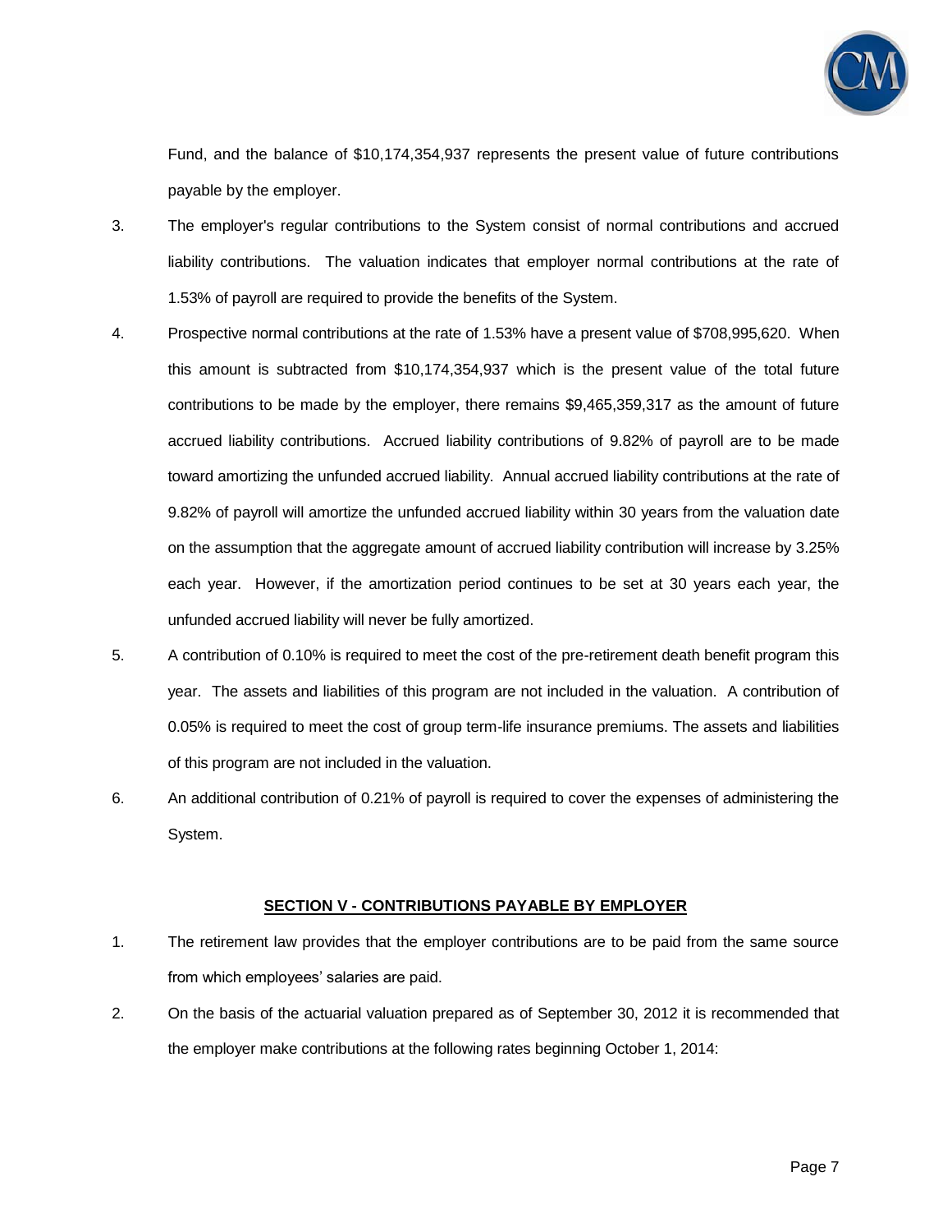Fund, and the balance of $10,174,354,937 represents the present value of future contributions payable by the employer.

3. The employer's regular contributions to the System consist of normal contributions and accrued liability contributions. The valuation indicates that employer normal contributions at the rate of 1.53% of payroll are required to provide the benefits of the System.

4. Prospective normal contributions at the rate of 1.53% have a present value of $708,995,620. When this amount is subtracted from $10,174,354,937 which is the present value of the total future contributions to be made by the employer, there remains $9,465,359,317 as the amount of future accrued liability contributions. Accrued liability contributions of 9.82% of payroll are to be made toward amortizing the unfunded accrued liability. Annual accrued liability contributions at the rate of 9.82% of payroll will amortize the unfunded accrued liability within 30 years from the valuation date on the assumption that the aggregate amount of accrued liability contribution will increase by 3.25% each year. However, if the amortization period continues to be set at 30 years each year, the unfunded accrued liability will never be fully amortized.

5. A contribution of 0.10% is required to meet the cost of the pre-retirement death benefit program this year. The assets and liabilities of this program are not included in the valuation. A contribution of 0.05% is required to meet the cost of group term-life insurance premiums. The assets and liabilities of this program are not included in the valuation.

6. An additional contribution of 0.21% of payroll is required to cover the expenses of administering the System.

## SECTION V - CONTRIBUTIONS PAYABLE BY EMPLOYER

1. The retirement law provides that the employer contributions are to be paid from the same source from which employees' salaries are paid.

2. On the basis of the actuarial valuation prepared as of September 30, 2012 it is recommended that the employer make contributions at the following rates beginning October 1, 2014: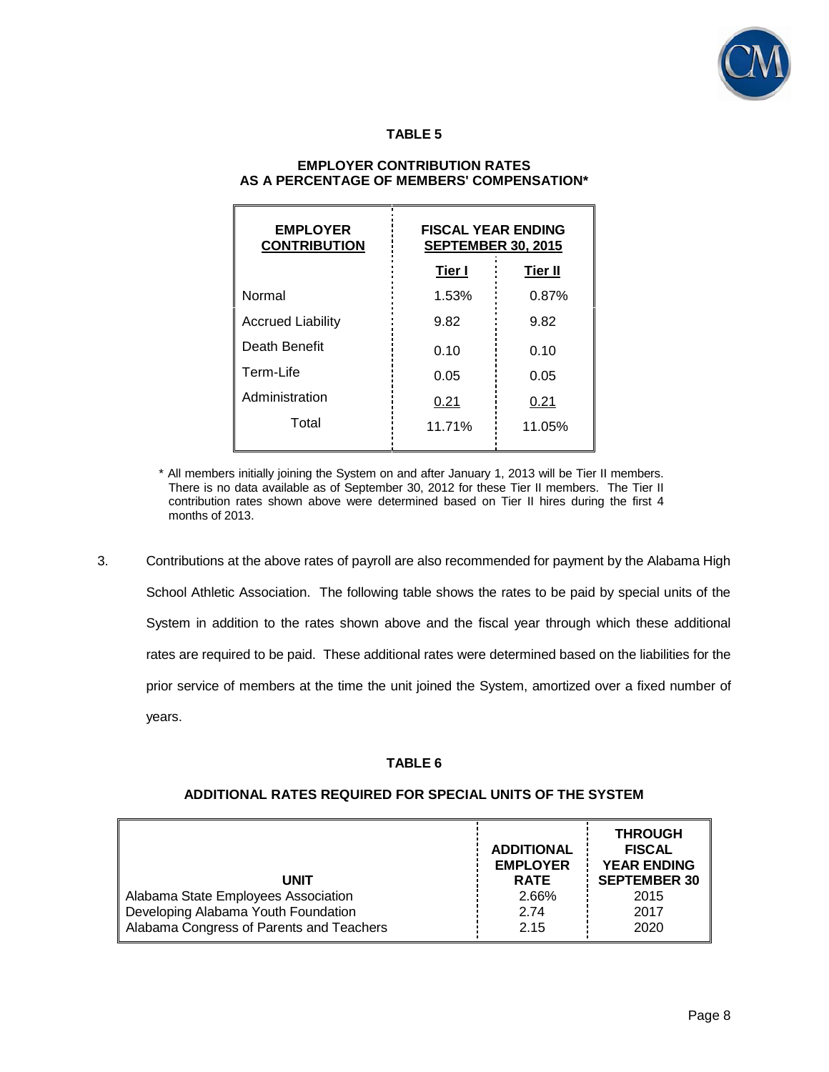**TABLE 5**

**EMPLOYER CONTRIBUTION RATES AS A PERCENTAGE OF MEMBERS' COMPENSATION***

| EMPLOYER CONTRIBUTION | FISCAL YEAR ENDING SEPTEMBER 30, 2015 | |
|---|---|---|
| | Tier I | Tier II |
| Normal | 1.53% | 0.87% |
| Accrued Liability | 9.82 | 9.82 |
| Death Benefit | 0.10 | 0.10 |
| Term-Life | 0.05 | 0.05 |
| Administration | 0.21 | 0.21 |
| Total | 11.71% | 11.05% |

* All members initially joining the System on and after January 1, 2013 will be Tier II members. There is no data available as of September 30, 2012 for these Tier II members. The Tier II contribution rates shown above were determined based on Tier II hires during the first 4 months of 2013.

3. Contributions at the above rates of payroll are also recommended for payment by the Alabama High School Athletic Association. The following table shows the rates to be paid by special units of the System in addition to the rates shown above and the fiscal year through which these additional rates are required to be paid. These additional rates were determined based on the liabilities for the prior service of members at the time the unit joined the System, amortized over a fixed number of years.

**TABLE 6**

**ADDITIONAL RATES REQUIRED FOR SPECIAL UNITS OF THE SYSTEM**

| UNIT | ADDITIONAL EMPLOYER RATE | THROUGH FISCAL YEAR ENDING SEPTEMBER 30 |
|---|---|---|
| Alabama State Employees Association | 2.66% | 2015 |
| Developing Alabama Youth Foundation | 2.74 | 2017 |
| Alabama Congress of Parents and Teachers | 2.15 | 2020 |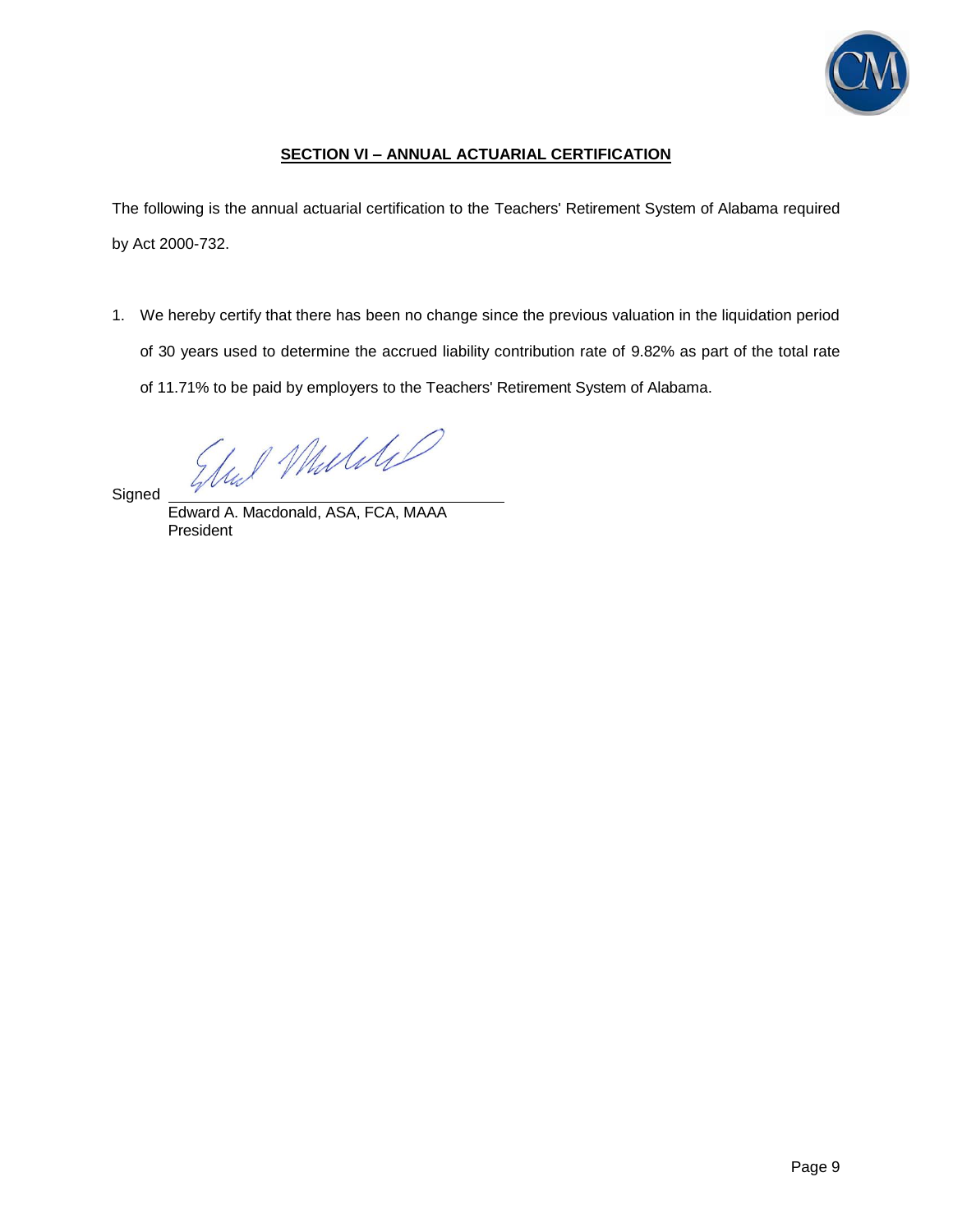## SECTION VI – ANNUAL ACTUARIAL CERTIFICATION

The following is the annual actuarial certification to the Teachers' Retirement System of Alabama required by Act 2000-732.

1. We hereby certify that there has been no change since the previous valuation in the liquidation period of 30 years used to determine the accrued liability contribution rate of 9.82% as part of the total rate of 11.71% to be paid by employers to the Teachers' Retirement System of Alabama.

Signed ______________________________

Edward A. Macdonald, ASA, FCA, MAAA
President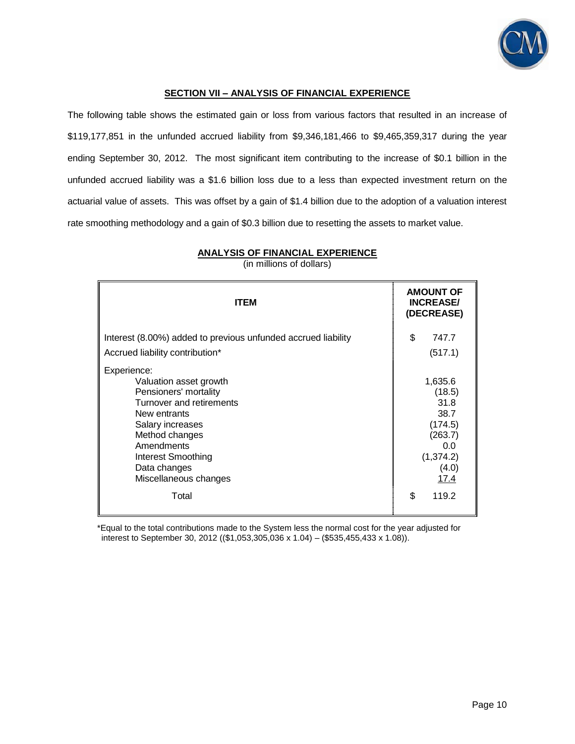## SECTION VII – ANALYSIS OF FINANCIAL EXPERIENCE

The following table shows the estimated gain or loss from various factors that resulted in an increase of $119,177,851 in the unfunded accrued liability from $9,346,181,466 to $9,465,359,317 during the year ending September 30, 2012. The most significant item contributing to the increase of $0.1 billion in the unfunded accrued liability was a $1.6 billion loss due to a less than expected investment return on the actuarial value of assets. This was offset by a gain of $1.4 billion due to the adoption of a valuation interest rate smoothing methodology and a gain of $0.3 billion due to resetting the assets to market value.

### ANALYSIS OF FINANCIAL EXPERIENCE

(in millions of dollars)

| ITEM | AMOUNT OF INCREASE/ (DECREASE) |
|---|---|
| Interest (8.00%) added to previous unfunded accrued liability | $ 747.7 |
| Accrued liability contribution* | (517.1) |
| Experience: | |
| Valuation asset growth | 1,635.6 |
| Pensioners' mortality | (18.5) |
| Turnover and retirements | 31.8 |
| New entrants | 38.7 |
| Salary increases | (174.5) |
| Method changes | (263.7) |
| Amendments | 0.0 |
| Interest Smoothing | (1,374.2) |
| Data changes | (4.0) |
| Miscellaneous changes | 17.4 |
| Total | $ 119.2 |

*Equal to the total contributions made to the System less the normal cost for the year adjusted for interest to September 30, 2012 (($1,053,305,036 x 1.04) – ($535,455,433 x 1.08)).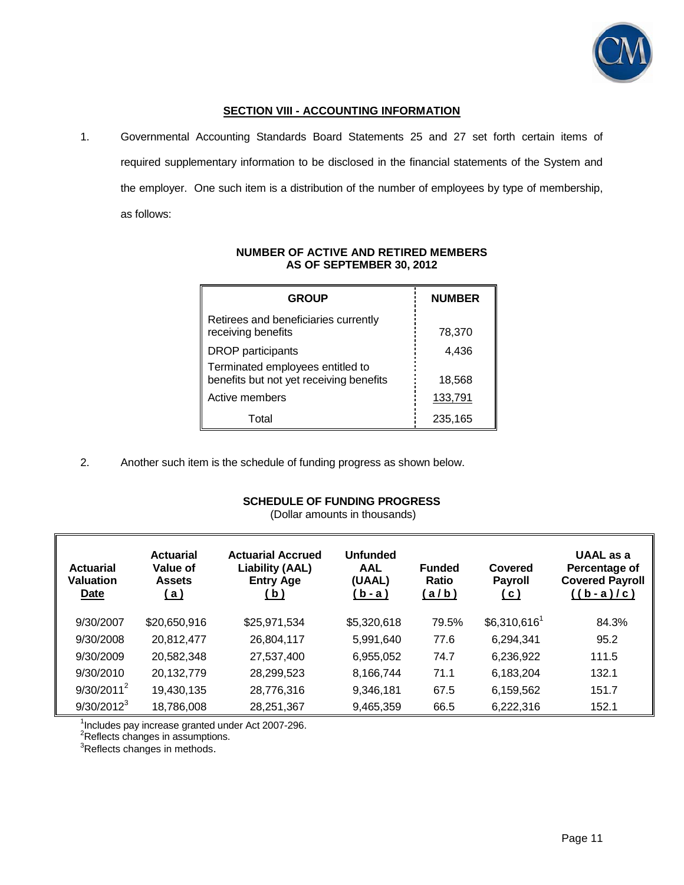## SECTION VIII - ACCOUNTING INFORMATION

1. Governmental Accounting Standards Board Statements 25 and 27 set forth certain items of required supplementary information to be disclosed in the financial statements of the System and the employer. One such item is a distribution of the number of employees by type of membership, as follows:

**NUMBER OF ACTIVE AND RETIRED MEMBERS AS OF SEPTEMBER 30, 2012**

| GROUP | NUMBER |
|---|---|
| Retirees and beneficiaries currently receiving benefits | 78,370 |
| DROP participants | 4,436 |
| Terminated employees entitled to benefits but not yet receiving benefits | 18,568 |
| Active members | 133,791 |
| Total | 235,165 |

2. Another such item is the schedule of funding progress as shown below.

**SCHEDULE OF FUNDING PROGRESS**
(Dollar amounts in thousands)

| Actuarial Valuation Date | Actuarial Value of Assets (a) | Actuarial Accrued Liability (AAL) Entry Age (b) | Unfunded AAL (UAAL) (b - a) | Funded Ratio (a / b) | Covered Payroll (c) | UAAL as a Percentage of Covered Payroll ((b - a) / c) |
|---|---|---|---|---|---|---|
| 9/30/2007 | $20,650,916 | $25,971,534 | $5,320,618 | 79.5% | $6,310,616[1] | 84.3% |
| 9/30/2008 | 20,812,477 | 26,804,117 | 5,991,640 | 77.6 | 6,294,341 | 95.2 |
| 9/30/2009 | 20,582,348 | 27,537,400 | 6,955,052 | 74.7 | 6,236,922 | 111.5 |
| 9/30/2010 | 20,132,779 | 28,299,523 | 8,166,744 | 71.1 | 6,183,204 | 132.1 |
| 9/30/2011[2] | 19,430,135 | 28,776,316 | 9,346,181 | 67.5 | 6,159,562 | 151.7 |
| 9/30/2012[3] | 18,786,008 | 28,251,367 | 9,465,359 | 66.5 | 6,222,316 | 152.1 |

[1]Includes pay increase granted under Act 2007-296.
[2]Reflects changes in assumptions.
[3]Reflects changes in methods.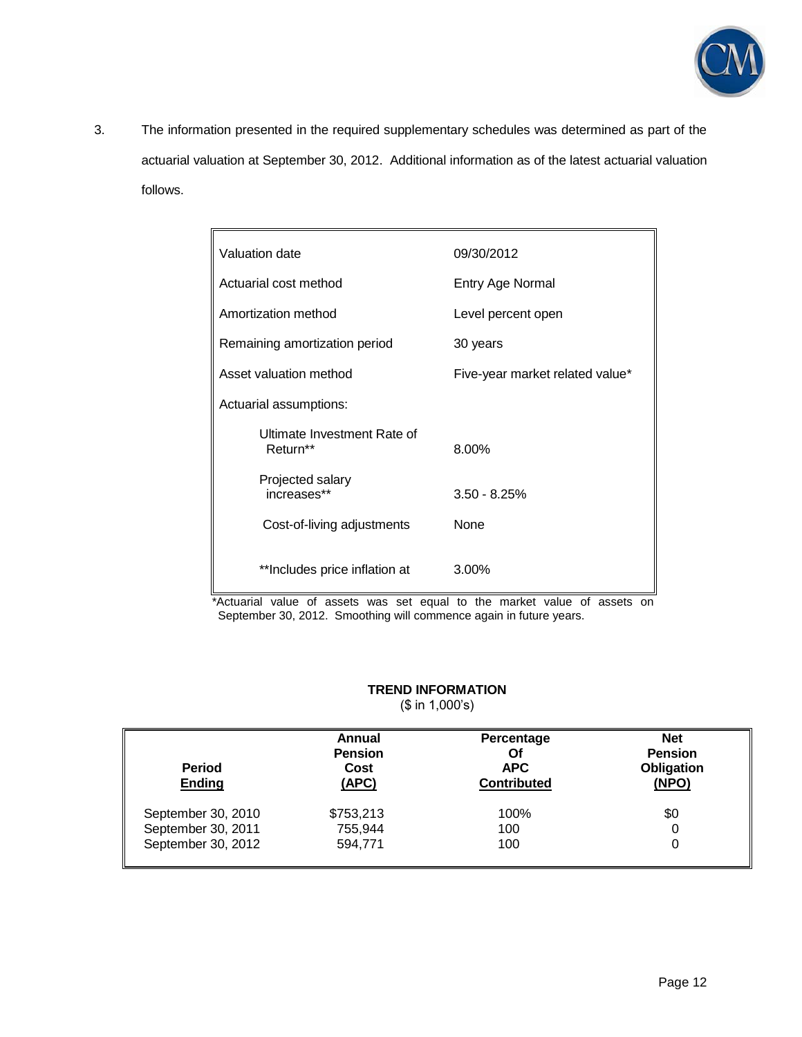3. The information presented in the required supplementary schedules was determined as part of the actuarial valuation at September 30, 2012. Additional information as of the latest actuarial valuation follows.

| | |
|---|---|
| Valuation date | 09/30/2012 |
| Actuarial cost method | Entry Age Normal |
| Amortization method | Level percent open |
| Remaining amortization period | 30 years |
| Asset valuation method | Five-year market related value* |
| Actuarial assumptions: | |
| Ultimate Investment Rate of Return** | 8.00% |
| Projected salary increases** | 3.50 - 8.25% |
| Cost-of-living adjustments | None |
| **Includes price inflation at | 3.00% |

*Actuarial value of assets was set equal to the market value of assets on September 30, 2012. Smoothing will commence again in future years.

**TREND INFORMATION**
($ in 1,000's)

| Period Ending | Annual Pension Cost (APC) | Percentage Of APC Contributed | Net Pension Obligation (NPO) |
|---|---|---|---|
| September 30, 2010 | $753,213 | 100% | $0 |
| September 30, 2011 | 755,944 | 100 | 0 |
| September 30, 2012 | 594,771 | 100 | 0 |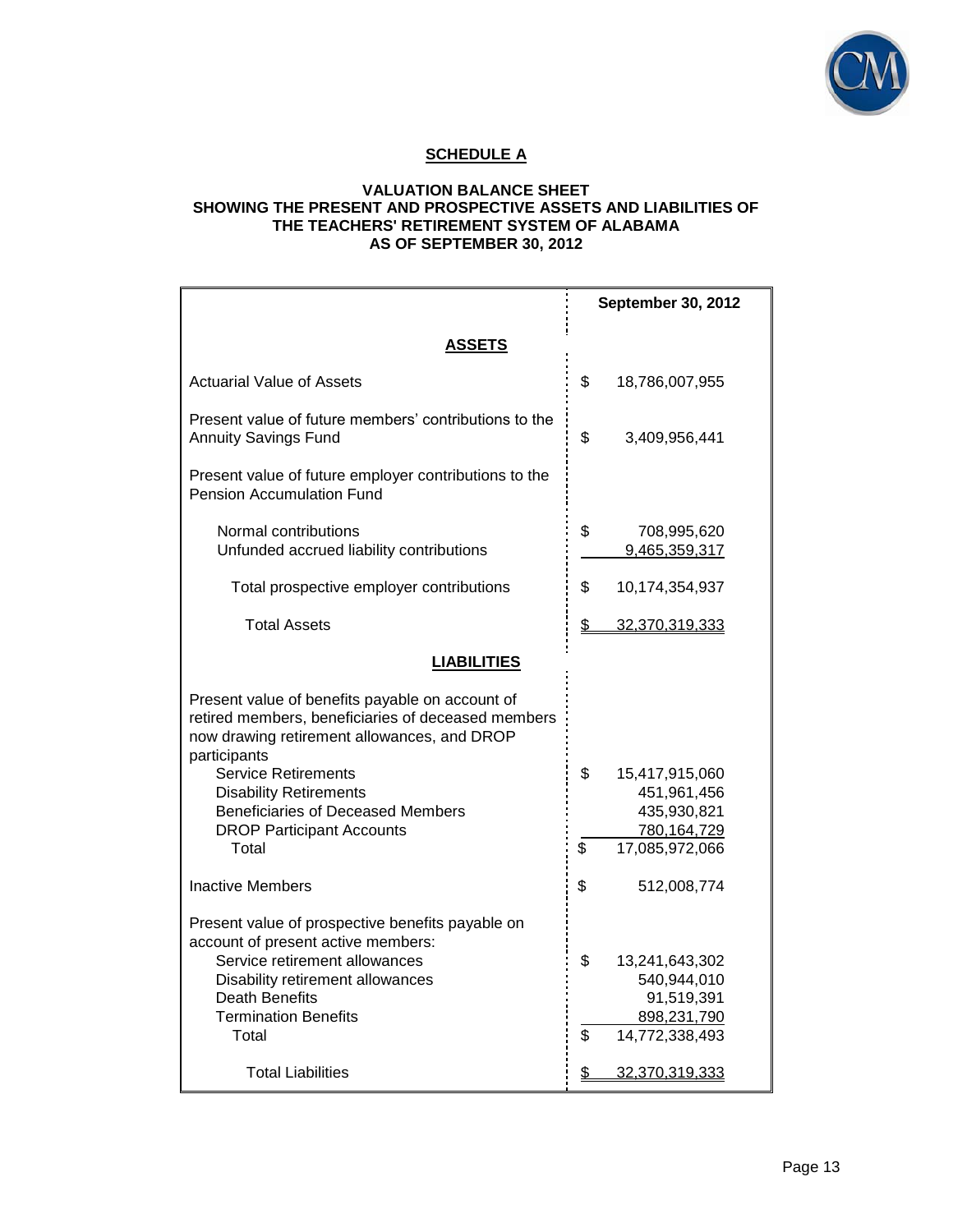## SCHEDULE A

### VALUATION BALANCE SHEET
### SHOWING THE PRESENT AND PROSPECTIVE ASSETS AND LIABILITIES OF THE TEACHERS' RETIREMENT SYSTEM OF ALABAMA AS OF SEPTEMBER 30, 2012

| | September 30, 2012 |
|---|---|
| **ASSETS** | |
| Actuarial Value of Assets | $ 18,786,007,955 |
| Present value of future members' contributions to the Annuity Savings Fund | $ 3,409,956,441 |
| Present value of future employer contributions to the Pension Accumulation Fund | |
| Normal contributions | $ 708,995,620 |
| Unfunded accrued liability contributions | 9,465,359,317 |
| Total prospective employer contributions | $ 10,174,354,937 |
| Total Assets | $ 32,370,319,333 |
| **LIABILITIES** | |
| Present value of benefits payable on account of retired members, beneficiaries of deceased members now drawing retirement allowances, and DROP participants | |
| Service Retirements | $ 15,417,915,060 |
| Disability Retirements | 451,961,456 |
| Beneficiaries of Deceased Members | 435,930,821 |
| DROP Participant Accounts | 780,164,729 |
| Total | $ 17,085,972,066 |
| Inactive Members | $ 512,008,774 |
| Present value of prospective benefits payable on account of present active members: | |
| Service retirement allowances | $ 13,241,643,302 |
| Disability retirement allowances | 540,944,010 |
| Death Benefits | 91,519,391 |
| Termination Benefits | 898,231,790 |
| Total | $ 14,772,338,493 |
| Total Liabilities | $ 32,370,319,333 |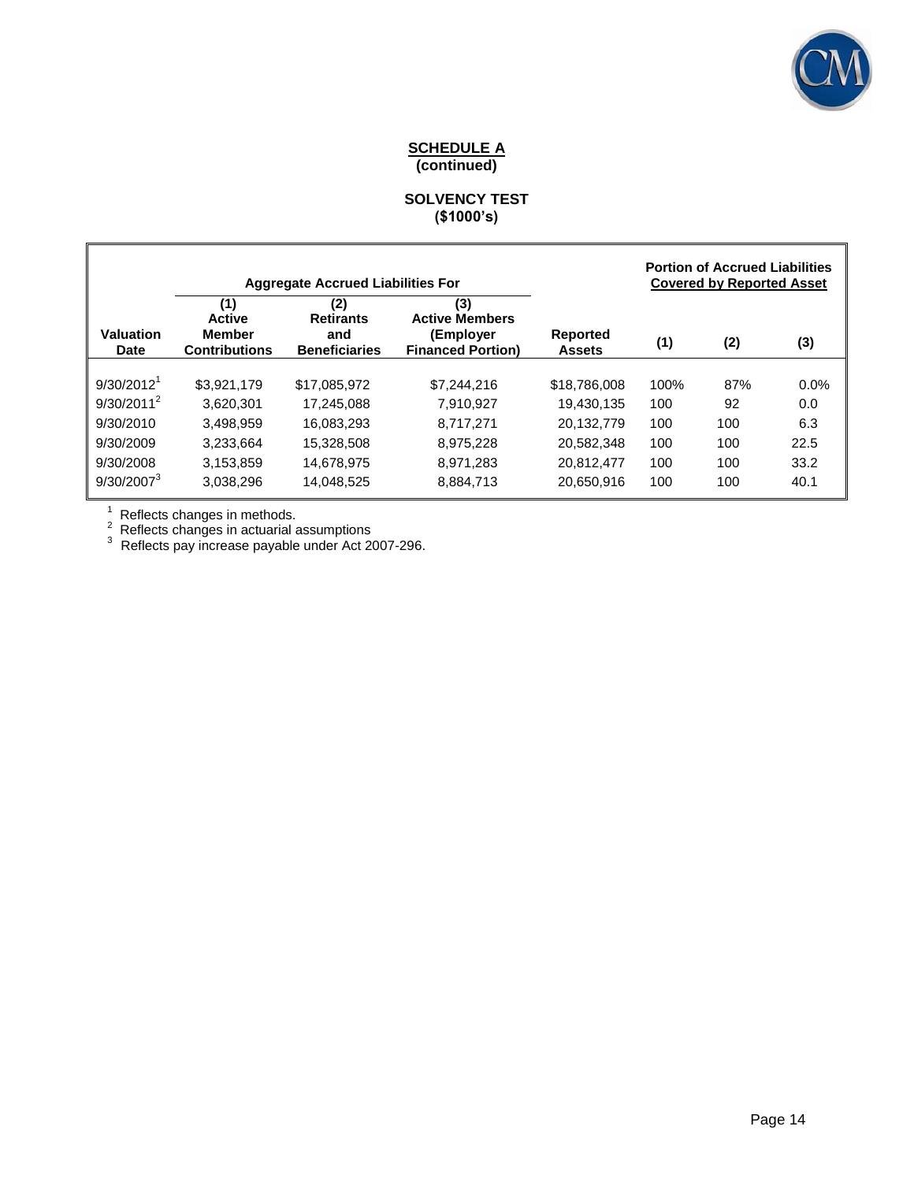## SCHEDULE A
**(continued)**

### SOLVENCY TEST
**($1000's)**

| | Aggregate Accrued Liabilities For | | | | Portion of Accrued Liabilities Covered by Reported Asset | | |
|---|---|---|---|---|---|---|---|
| **Valuation Date** | **(1) Active Member Contributions** | **(2) Retirants and Beneficiaries** | **(3) Active Members (Employer Financed Portion)** | **Reported Assets** | **(1)** | **(2)** | **(3)** |
| 9/30/2012[1] | $3,921,179 | $17,085,972 | $7,244,216 | $18,786,008 | 100% | 87% | 0.0% |
| 9/30/2011[2] | 3,620,301 | 17,245,088 | 7,910,927 | 19,430,135 | 100 | 92 | 0.0 |
| 9/30/2010 | 3,498,959 | 16,083,293 | 8,717,271 | 20,132,779 | 100 | 100 | 6.3 |
| 9/30/2009 | 3,233,664 | 15,328,508 | 8,975,228 | 20,582,348 | 100 | 100 | 22.5 |
| 9/30/2008 | 3,153,859 | 14,678,975 | 8,971,283 | 20,812,477 | 100 | 100 | 33.2 |
| 9/30/2007[3] | 3,038,296 | 14,048,525 | 8,884,713 | 20,650,916 | 100 | 100 | 40.1 |

[1] Reflects changes in methods.
[2] Reflects changes in actuarial assumptions
[3] Reflects pay increase payable under Act 2007-296.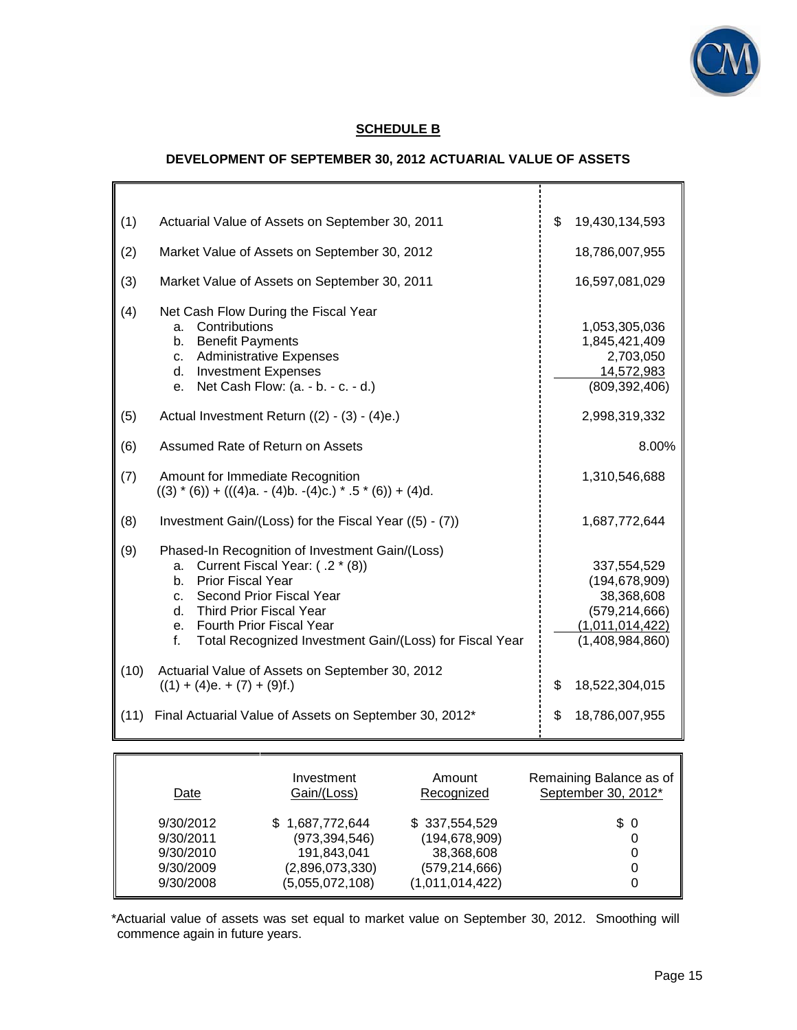## SCHEDULE B

### DEVELOPMENT OF SEPTEMBER 30, 2012 ACTUARIAL VALUE OF ASSETS

| | | |
|---|---|---|
| (1) | Actuarial Value of Assets on September 30, 2011 | $ 19,430,134,593 |
| (2) | Market Value of Assets on September 30, 2012 | 18,786,007,955 |
| (3) | Market Value of Assets on September 30, 2011 | 16,597,081,029 |
| (4) | Net Cash Flow During the Fiscal Year | |
| | a. Contributions | 1,053,305,036 |
| | b. Benefit Payments | 1,845,421,409 |
| | c. Administrative Expenses | 2,703,050 |
| | d. Investment Expenses | 14,572,983 |
| | e. Net Cash Flow: (a. - b. - c. - d.) | (809,392,406) |
| (5) | Actual Investment Return ((2) - (3) - (4)e.) | 2,998,319,332 |
| (6) | Assumed Rate of Return on Assets | 8.00% |
| (7) | Amount for Immediate Recognition<br>((3) * (6)) + (((4)a. - (4)b. -(4)c.) * .5 * (6)) + (4)d. | 1,310,546,688 |
| (8) | Investment Gain/(Loss) for the Fiscal Year ((5) - (7)) | 1,687,772,644 |
| (9) | Phased-In Recognition of Investment Gain/(Loss) | |
| | a. Current Fiscal Year: ( .2 * (8)) | 337,554,529 |
| | b. Prior Fiscal Year | (194,678,909) |
| | c. Second Prior Fiscal Year | 38,368,608 |
| | d. Third Prior Fiscal Year | (579,214,666) |
| | e. Fourth Prior Fiscal Year | (1,011,014,422) |
| | f. Total Recognized Investment Gain/(Loss) for Fiscal Year | (1,408,984,860) |
| (10) | Actuarial Value of Assets on September 30, 2012<br>((1) + (4)e. + (7) + (9)f.) | $ 18,522,304,015 |
| (11) | Final Actuarial Value of Assets on September 30, 2012* | $ 18,786,007,955 |

| Date | Investment Gain/(Loss) | Amount Recognized | Remaining Balance as of September 30, 2012* |
|---|---|---|---|
| 9/30/2012 | $ 1,687,772,644 | $ 337,554,529 | $ 0 |
| 9/30/2011 | (973,394,546) | (194,678,909) | 0 |
| 9/30/2010 | 191,843,041 | 38,368,608 | 0 |
| 9/30/2009 | (2,896,073,330) | (579,214,666) | 0 |
| 9/30/2008 | (5,055,072,108) | (1,011,014,422) | 0 |

*Actuarial value of assets was set equal to market value on September 30, 2012. Smoothing will commence again in future years.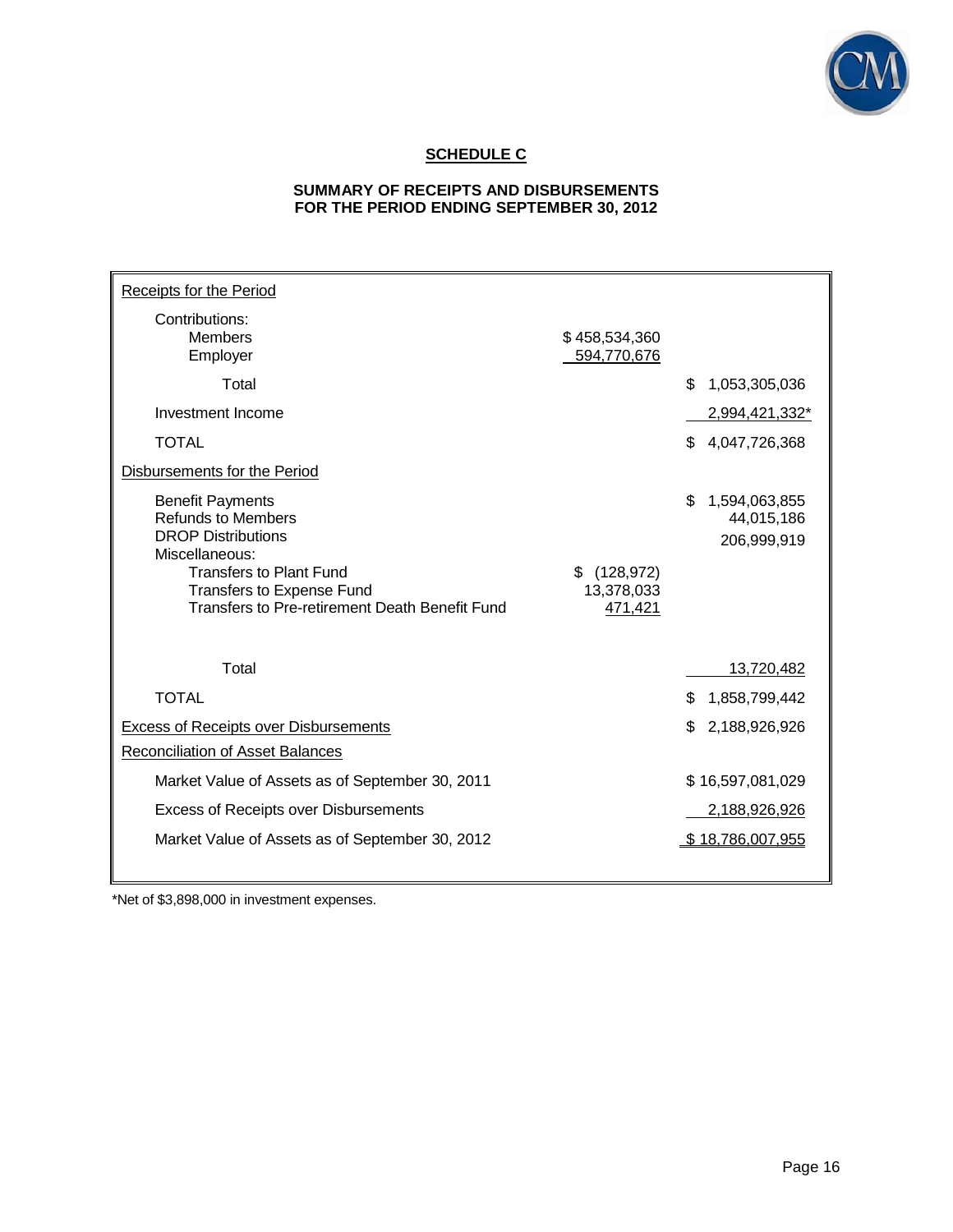## SCHEDULE C

### SUMMARY OF RECEIPTS AND DISBURSEMENTS
### FOR THE PERIOD ENDING SEPTEMBER 30, 2012

| | | |
|---|---|---|
| Receipts for the Period | | |
| Contributions: | | |
| Members | $ 458,534,360 | |
| Employer | 594,770,676 | |
| Total | | $ 1,053,305,036 |
| Investment Income | | 2,994,421,332* |
| TOTAL | | $ 4,047,726,368 |
| Disbursements for the Period | | |
| Benefit Payments | | $ 1,594,063,855 |
| Refunds to Members | | 44,015,186 |
| DROP Distributions | | 206,999,919 |
| Miscellaneous: | | |
| Transfers to Plant Fund | $ (128,972) | |
| Transfers to Expense Fund | 13,378,033 | |
| Transfers to Pre-retirement Death Benefit Fund | 471,421 | |
| Total | | 13,720,482 |
| TOTAL | | $ 1,858,799,442 |
| Excess of Receipts over Disbursements | | $ 2,188,926,926 |
| Reconciliation of Asset Balances | | |
| Market Value of Assets as of September 30, 2011 | | $ 16,597,081,029 |
| Excess of Receipts over Disbursements | | 2,188,926,926 |
| Market Value of Assets as of September 30, 2012 | | $ 18,786,007,955 |

*Net of $3,898,000 in investment expenses.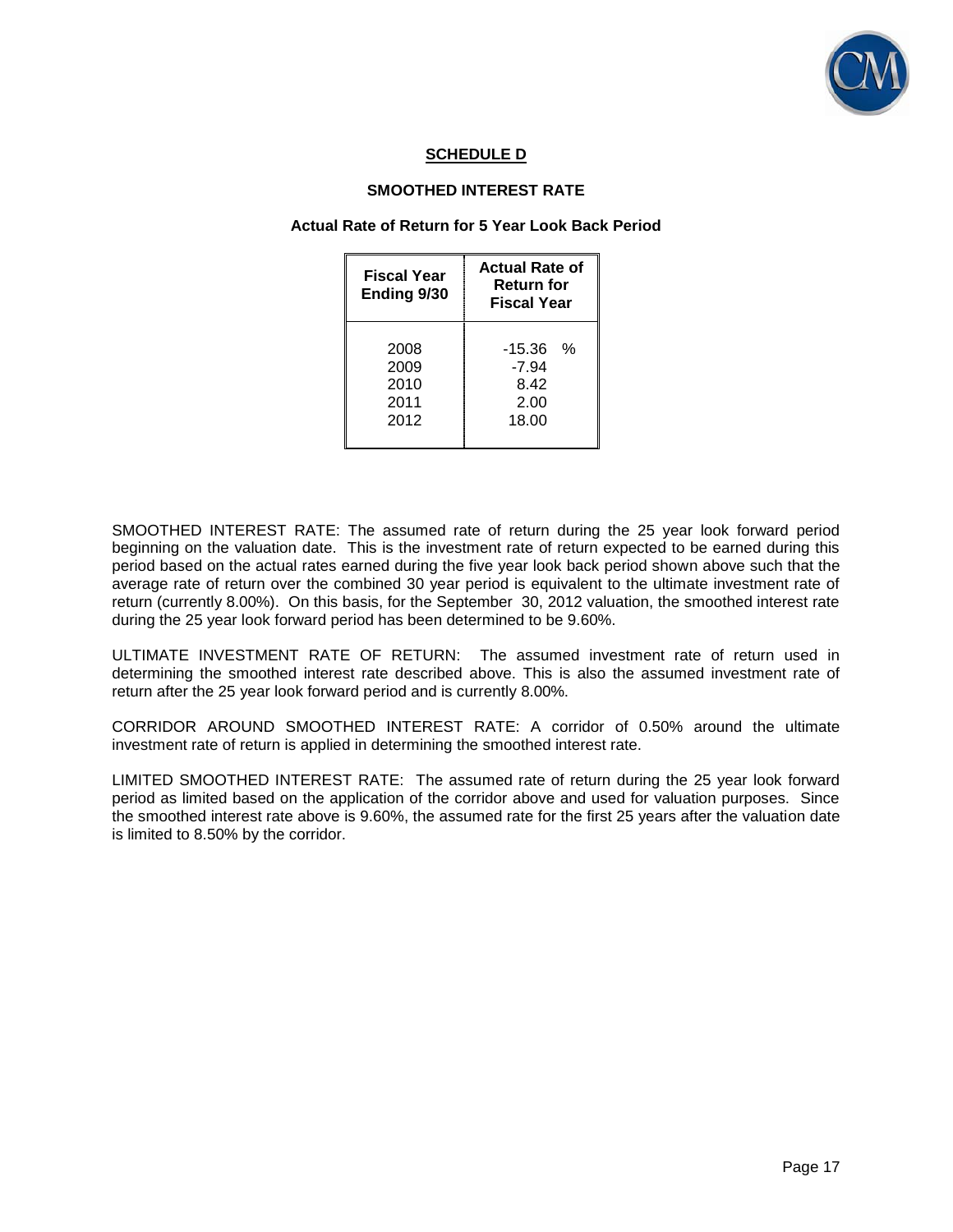## SCHEDULE D

### SMOOTHED INTEREST RATE

#### Actual Rate of Return for 5 Year Look Back Period

| Fiscal Year Ending 9/30 | Actual Rate of Return for Fiscal Year |
|---|---|
| 2008 | -15.36 % |
| 2009 | -7.94 |
| 2010 | 8.42 |
| 2011 | 2.00 |
| 2012 | 18.00 |

SMOOTHED INTEREST RATE: The assumed rate of return during the 25 year look forward period beginning on the valuation date. This is the investment rate of return expected to be earned during this period based on the actual rates earned during the five year look back period shown above such that the average rate of return over the combined 30 year period is equivalent to the ultimate investment rate of return (currently 8.00%). On this basis, for the September 30, 2012 valuation, the smoothed interest rate during the 25 year look forward period has been determined to be 9.60%.

ULTIMATE INVESTMENT RATE OF RETURN: The assumed investment rate of return used in determining the smoothed interest rate described above. This is also the assumed investment rate of return after the 25 year look forward period and is currently 8.00%.

CORRIDOR AROUND SMOOTHED INTEREST RATE: A corridor of 0.50% around the ultimate investment rate of return is applied in determining the smoothed interest rate.

LIMITED SMOOTHED INTEREST RATE: The assumed rate of return during the 25 year look forward period as limited based on the application of the corridor above and used for valuation purposes. Since the smoothed interest rate above is 9.60%, the assumed rate for the first 25 years after the valuation date is limited to 8.50% by the corridor.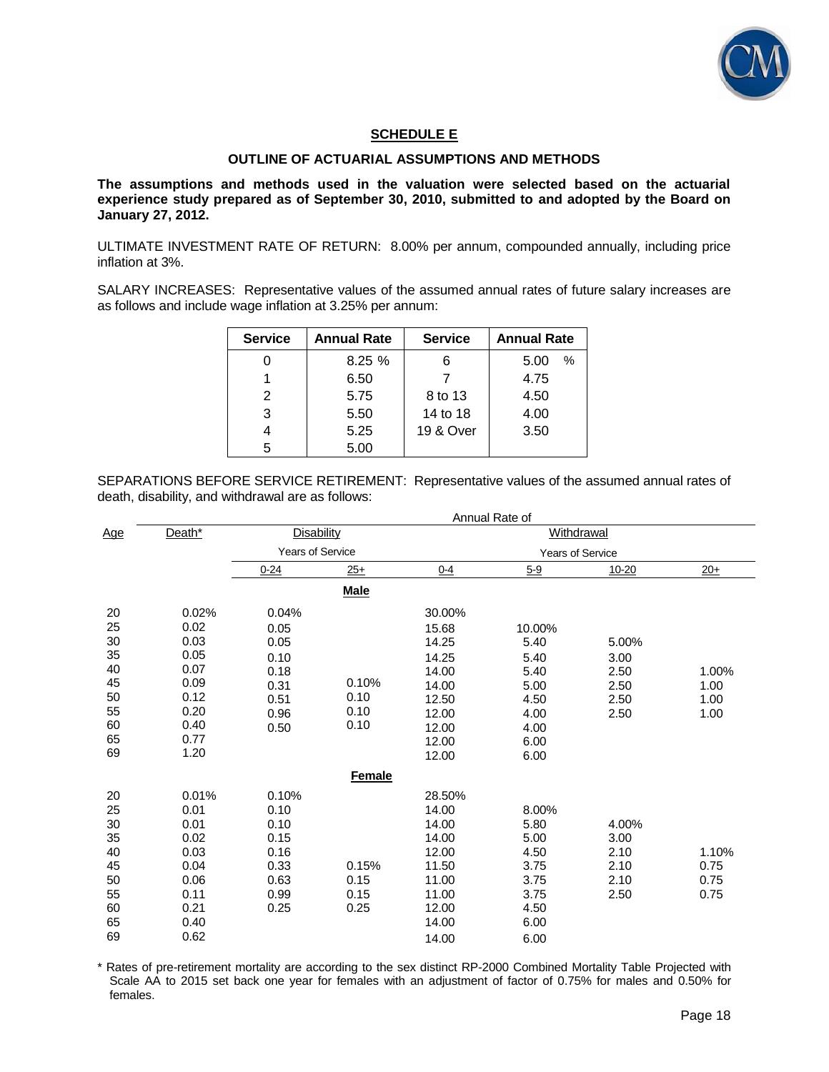## SCHEDULE E

### OUTLINE OF ACTUARIAL ASSUMPTIONS AND METHODS

**The assumptions and methods used in the valuation were selected based on the actuarial experience study prepared as of September 30, 2010, submitted to and adopted by the Board on January 27, 2012.**

ULTIMATE INVESTMENT RATE OF RETURN: 8.00% per annum, compounded annually, including price inflation at 3%.

SALARY INCREASES: Representative values of the assumed annual rates of future salary increases are as follows and include wage inflation at 3.25% per annum:

| Service | Annual Rate | Service | Annual Rate |
|---|---|---|---|
| 0 | 8.25 % | 6 | 5.00 % |
| 1 | 6.50 | 7 | 4.75 |
| 2 | 5.75 | 8 to 13 | 4.50 |
| 3 | 5.50 | 14 to 18 | 4.00 |
| 4 | 5.25 | 19 & Over | 3.50 |
| 5 | 5.00 | | |

SEPARATIONS BEFORE SERVICE RETIREMENT: Representative values of the assumed annual rates of death, disability, and withdrawal are as follows:

| | Annual Rate of | | | | | | |
|---|---|---|---|---|---|---|---|
| Age | Death* | Disability | | Withdrawal | | | |
| | | Years of Service | | Years of Service | | | |
| | | 0-24 | 25+ | 0-4 | 5-9 | 10-20 | 20+ |
| | | | **Male** | | | | |
| 20 | 0.02% | 0.04% | | 30.00% | | | |
| 25 | 0.02 | 0.05 | | 15.68 | 10.00% | | |
| 30 | 0.03 | 0.05 | | 14.25 | 5.40 | 5.00% | |
| 35 | 0.05 | 0.10 | | 14.25 | 5.40 | 3.00 | |
| 40 | 0.07 | 0.18 | | 14.00 | 5.40 | 2.50 | 1.00% |
| 45 | 0.09 | 0.31 | 0.10% | 14.00 | 5.00 | 2.50 | 1.00 |
| 50 | 0.12 | 0.51 | 0.10 | 12.50 | 4.50 | 2.50 | 1.00 |
| 55 | 0.20 | 0.96 | 0.10 | 12.00 | 4.00 | 2.50 | 1.00 |
| 60 | 0.40 | 0.50 | 0.10 | 12.00 | 4.00 | | |
| 65 | 0.77 | | | 12.00 | 6.00 | | |
| 69 | 1.20 | | | 12.00 | 6.00 | | |
| | | | **Female** | | | | |
| 20 | 0.01% | 0.10% | | 28.50% | | | |
| 25 | 0.01 | 0.10 | | 14.00 | 8.00% | | |
| 30 | 0.01 | 0.10 | | 14.00 | 5.80 | 4.00% | |
| 35 | 0.02 | 0.15 | | 14.00 | 5.00 | 3.00 | |
| 40 | 0.03 | 0.16 | | 12.00 | 4.50 | 2.10 | 1.10% |
| 45 | 0.04 | 0.33 | 0.15% | 11.50 | 3.75 | 2.10 | 0.75 |
| 50 | 0.06 | 0.63 | 0.15 | 11.00 | 3.75 | 2.10 | 0.75 |
| 55 | 0.11 | 0.99 | 0.15 | 11.00 | 3.75 | 2.50 | 0.75 |
| 60 | 0.21 | 0.25 | 0.25 | 12.00 | 4.50 | | |
| 65 | 0.40 | | | 14.00 | 6.00 | | |
| 69 | 0.62 | | | 14.00 | 6.00 | | |

\* Rates of pre-retirement mortality are according to the sex distinct RP-2000 Combined Mortality Table Projected with Scale AA to 2015 set back one year for females with an adjustment of factor of 0.75% for males and 0.50% for females.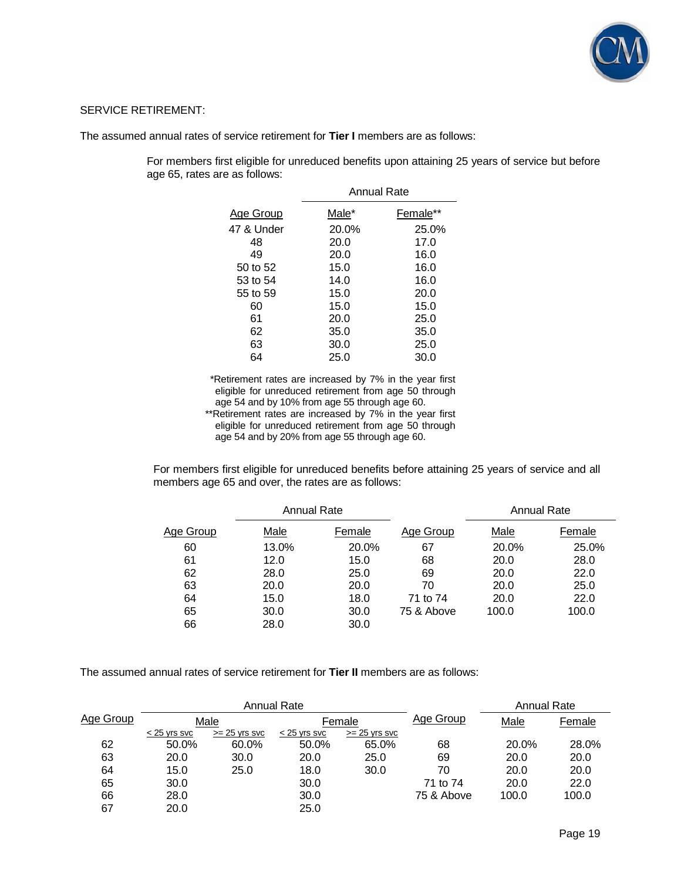SERVICE RETIREMENT:

The assumed annual rates of service retirement for **Tier I** members are as follows:

For members first eligible for unreduced benefits upon attaining 25 years of service but before age 65, rates are as follows:

| Age Group | Annual Rate Male* | Annual Rate Female** |
|---|---|---|
| 47 & Under | 20.0% | 25.0% |
| 48 | 20.0 | 17.0 |
| 49 | 20.0 | 16.0 |
| 50 to 52 | 15.0 | 16.0 |
| 53 to 54 | 14.0 | 16.0 |
| 55 to 59 | 15.0 | 20.0 |
| 60 | 15.0 | 15.0 |
| 61 | 20.0 | 25.0 |
| 62 | 35.0 | 35.0 |
| 63 | 30.0 | 25.0 |
| 64 | 25.0 | 30.0 |

*Retirement rates are increased by 7% in the year first eligible for unreduced retirement from age 50 through age 54 and by 10% from age 55 through age 60.

**Retirement rates are increased by 7% in the year first eligible for unreduced retirement from age 50 through age 54 and by 20% from age 55 through age 60.

For members first eligible for unreduced benefits before attaining 25 years of service and all members age 65 and over, the rates are as follows:

| Age Group | Annual Rate Male | Annual Rate Female | Age Group | Annual Rate Male | Annual Rate Female |
|---|---|---|---|---|---|
| 60 | 13.0% | 20.0% | 67 | 20.0% | 25.0% |
| 61 | 12.0 | 15.0 | 68 | 20.0 | 28.0 |
| 62 | 28.0 | 25.0 | 69 | 20.0 | 22.0 |
| 63 | 20.0 | 20.0 | 70 | 20.0 | 25.0 |
| 64 | 15.0 | 18.0 | 71 to 74 | 20.0 | 22.0 |
| 65 | 30.0 | 30.0 | 75 & Above | 100.0 | 100.0 |
| 66 | 28.0 | 30.0 | | | |

The assumed annual rates of service retirement for **Tier II** members are as follows:

| Age Group | Annual Rate Male < 25 yrs svc | Annual Rate Male >= 25 yrs svc | Annual Rate Female < 25 yrs svc | Annual Rate Female >= 25 yrs svc | Age Group | Annual Rate Male | Annual Rate Female |
|---|---|---|---|---|---|---|---|
| 62 | 50.0% | 60.0% | 50.0% | 65.0% | 68 | 20.0% | 28.0% |
| 63 | 20.0 | 30.0 | 20.0 | 25.0 | 69 | 20.0 | 20.0 |
| 64 | 15.0 | 25.0 | 18.0 | 30.0 | 70 | 20.0 | 20.0 |
| 65 | 30.0 | | 30.0 | | 71 to 74 | 20.0 | 22.0 |
| 66 | 28.0 | | 30.0 | | 75 & Above | 100.0 | 100.0 |
| 67 | 20.0 | | 25.0 | | | | |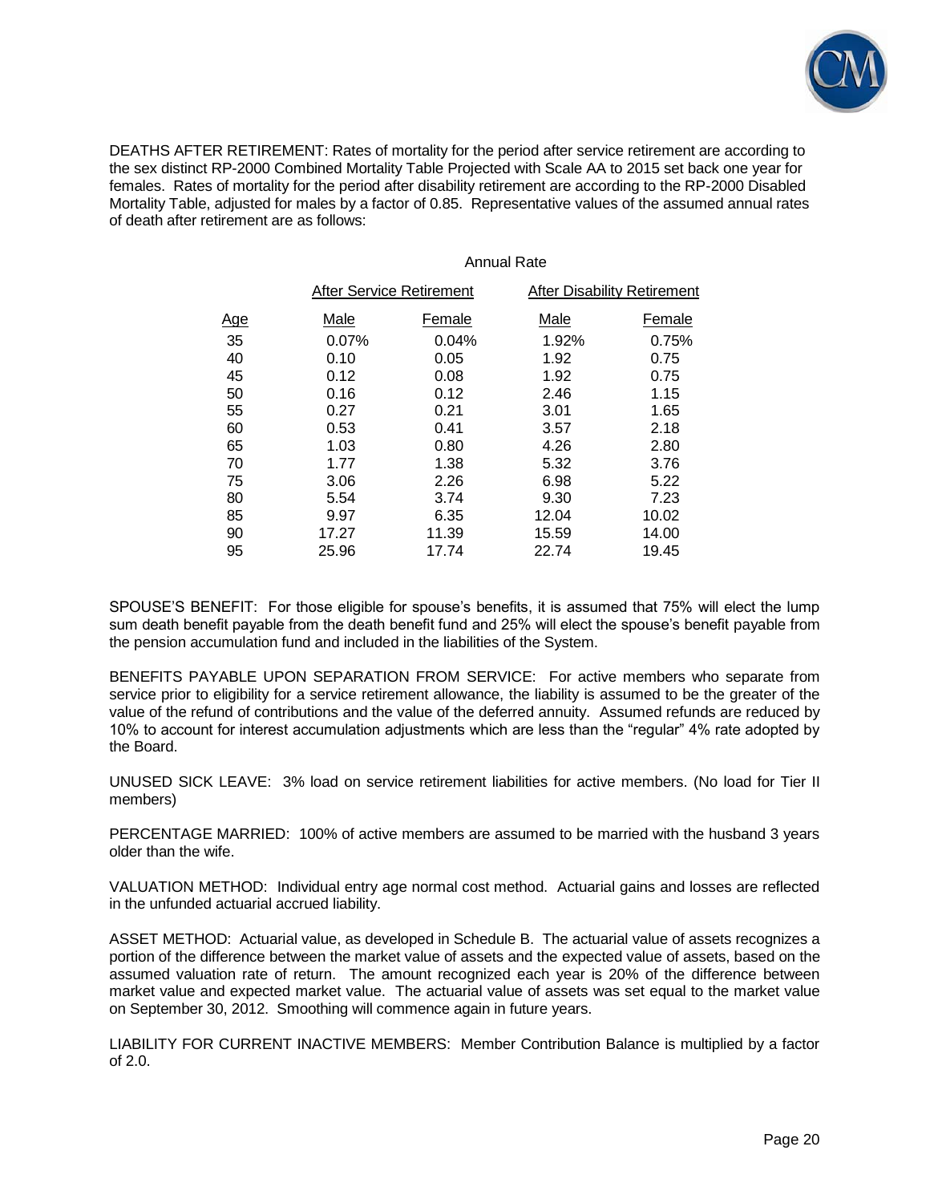DEATHS AFTER RETIREMENT: Rates of mortality for the period after service retirement are according to the sex distinct RP-2000 Combined Mortality Table Projected with Scale AA to 2015 set back one year for females. Rates of mortality for the period after disability retirement are according to the RP-2000 Disabled Mortality Table, adjusted for males by a factor of 0.85. Representative values of the assumed annual rates of death after retirement are as follows:

| | Annual Rate | | | |
|---|---|---|---|---|
| | After Service Retirement | | After Disability Retirement | |
| Age | Male | Female | Male | Female |
| 35 | 0.07% | 0.04% | 1.92% | 0.75% |
| 40 | 0.10 | 0.05 | 1.92 | 0.75 |
| 45 | 0.12 | 0.08 | 1.92 | 0.75 |
| 50 | 0.16 | 0.12 | 2.46 | 1.15 |
| 55 | 0.27 | 0.21 | 3.01 | 1.65 |
| 60 | 0.53 | 0.41 | 3.57 | 2.18 |
| 65 | 1.03 | 0.80 | 4.26 | 2.80 |
| 70 | 1.77 | 1.38 | 5.32 | 3.76 |
| 75 | 3.06 | 2.26 | 6.98 | 5.22 |
| 80 | 5.54 | 3.74 | 9.30 | 7.23 |
| 85 | 9.97 | 6.35 | 12.04 | 10.02 |
| 90 | 17.27 | 11.39 | 15.59 | 14.00 |
| 95 | 25.96 | 17.74 | 22.74 | 19.45 |

SPOUSE'S BENEFIT: For those eligible for spouse's benefits, it is assumed that 75% will elect the lump sum death benefit payable from the death benefit fund and 25% will elect the spouse's benefit payable from the pension accumulation fund and included in the liabilities of the System.

BENEFITS PAYABLE UPON SEPARATION FROM SERVICE: For active members who separate from service prior to eligibility for a service retirement allowance, the liability is assumed to be the greater of the value of the refund of contributions and the value of the deferred annuity. Assumed refunds are reduced by 10% to account for interest accumulation adjustments which are less than the "regular" 4% rate adopted by the Board.

UNUSED SICK LEAVE: 3% load on service retirement liabilities for active members. (No load for Tier II members)

PERCENTAGE MARRIED: 100% of active members are assumed to be married with the husband 3 years older than the wife.

VALUATION METHOD: Individual entry age normal cost method. Actuarial gains and losses are reflected in the unfunded actuarial accrued liability.

ASSET METHOD: Actuarial value, as developed in Schedule B. The actuarial value of assets recognizes a portion of the difference between the market value of assets and the expected value of assets, based on the assumed valuation rate of return. The amount recognized each year is 20% of the difference between market value and expected market value. The actuarial value of assets was set equal to the market value on September 30, 2012. Smoothing will commence again in future years.

LIABILITY FOR CURRENT INACTIVE MEMBERS: Member Contribution Balance is multiplied by a factor of 2.0.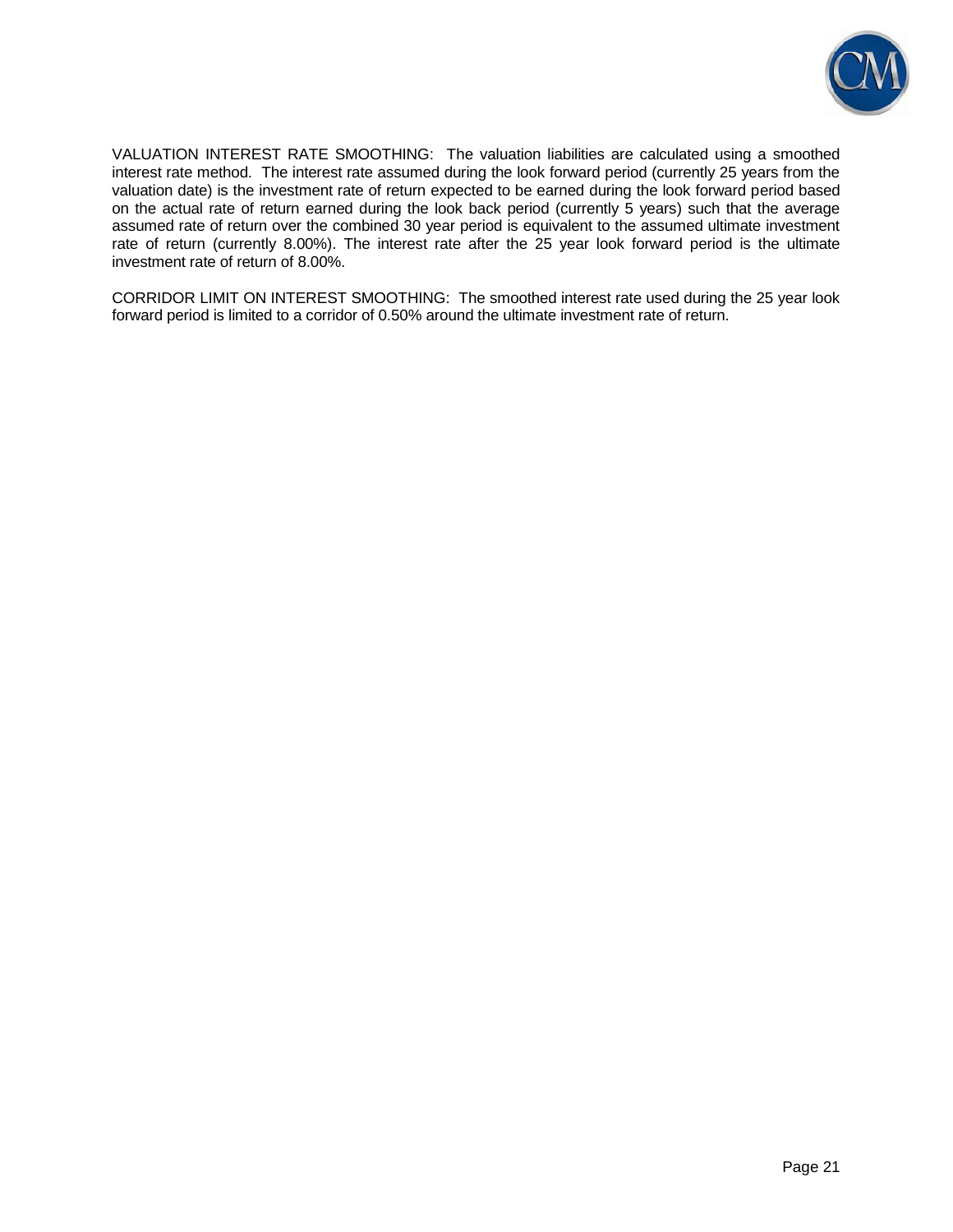VALUATION INTEREST RATE SMOOTHING: The valuation liabilities are calculated using a smoothed interest rate method. The interest rate assumed during the look forward period (currently 25 years from the valuation date) is the investment rate of return expected to be earned during the look forward period based on the actual rate of return earned during the look back period (currently 5 years) such that the average assumed rate of return over the combined 30 year period is equivalent to the assumed ultimate investment rate of return (currently 8.00%). The interest rate after the 25 year look forward period is the ultimate investment rate of return of 8.00%.

CORRIDOR LIMIT ON INTEREST SMOOTHING: The smoothed interest rate used during the 25 year look forward period is limited to a corridor of 0.50% around the ultimate investment rate of return.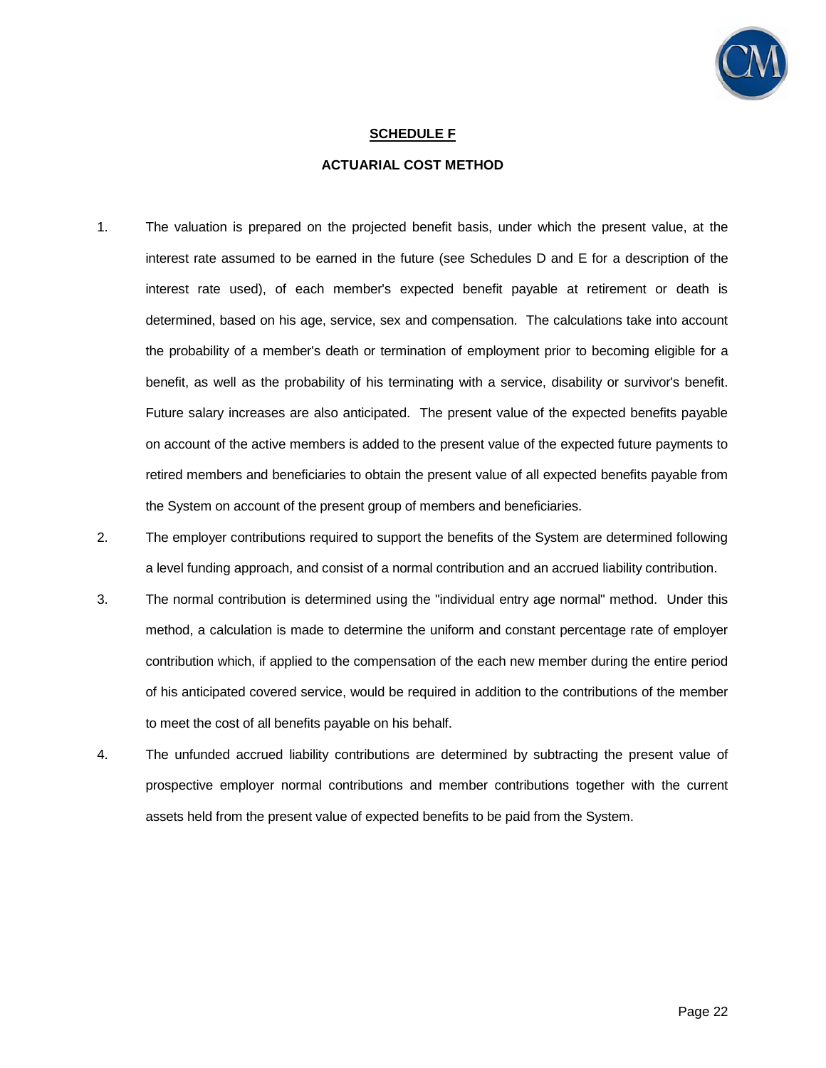## SCHEDULE F

### ACTUARIAL COST METHOD

1. The valuation is prepared on the projected benefit basis, under which the present value, at the interest rate assumed to be earned in the future (see Schedules D and E for a description of the interest rate used), of each member's expected benefit payable at retirement or death is determined, based on his age, service, sex and compensation. The calculations take into account the probability of a member's death or termination of employment prior to becoming eligible for a benefit, as well as the probability of his terminating with a service, disability or survivor's benefit. Future salary increases are also anticipated. The present value of the expected benefits payable on account of the active members is added to the present value of the expected future payments to retired members and beneficiaries to obtain the present value of all expected benefits payable from the System on account of the present group of members and beneficiaries.

2. The employer contributions required to support the benefits of the System are determined following a level funding approach, and consist of a normal contribution and an accrued liability contribution.

3. The normal contribution is determined using the "individual entry age normal" method. Under this method, a calculation is made to determine the uniform and constant percentage rate of employer contribution which, if applied to the compensation of the each new member during the entire period of his anticipated covered service, would be required in addition to the contributions of the member to meet the cost of all benefits payable on his behalf.

4. The unfunded accrued liability contributions are determined by subtracting the present value of prospective employer normal contributions and member contributions together with the current assets held from the present value of expected benefits to be paid from the System.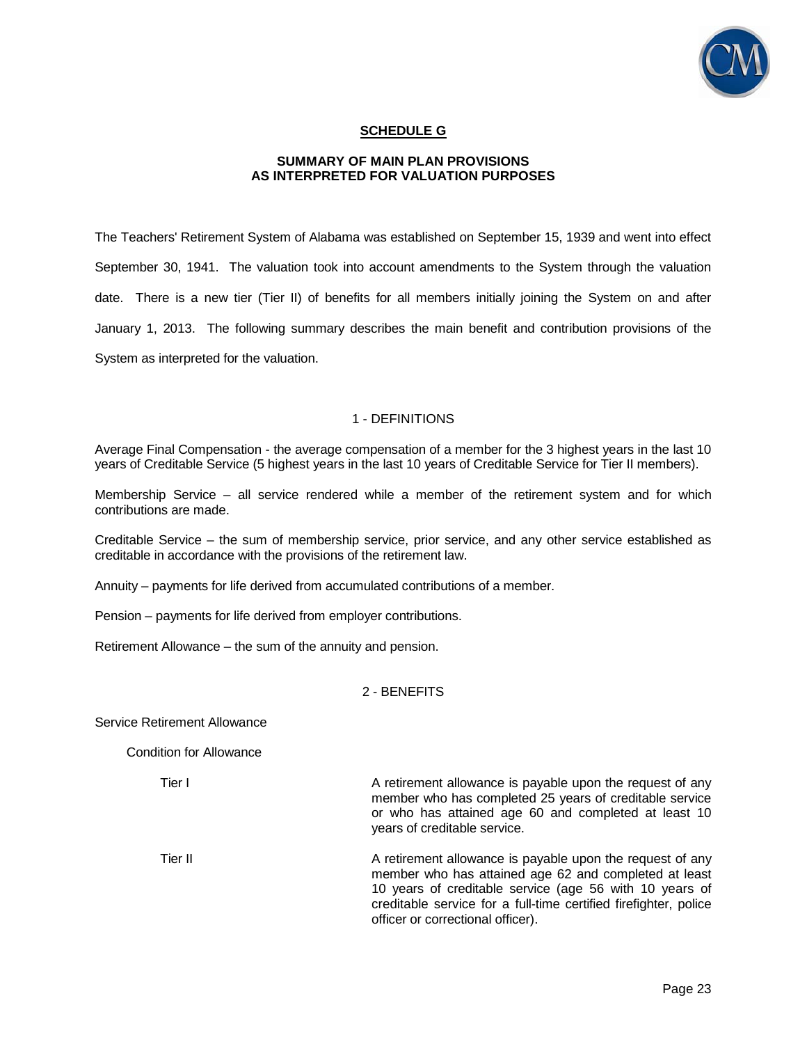## SCHEDULE G

### SUMMARY OF MAIN PLAN PROVISIONS AS INTERPRETED FOR VALUATION PURPOSES

The Teachers' Retirement System of Alabama was established on September 15, 1939 and went into effect September 30, 1941. The valuation took into account amendments to the System through the valuation date. There is a new tier (Tier II) of benefits for all members initially joining the System on and after January 1, 2013. The following summary describes the main benefit and contribution provisions of the System as interpreted for the valuation.

### 1 - DEFINITIONS

Average Final Compensation - the average compensation of a member for the 3 highest years in the last 10 years of Creditable Service (5 highest years in the last 10 years of Creditable Service for Tier II members).

Membership Service – all service rendered while a member of the retirement system and for which contributions are made.

Creditable Service – the sum of membership service, prior service, and any other service established as creditable in accordance with the provisions of the retirement law.

Annuity – payments for life derived from accumulated contributions of a member.

Pension – payments for life derived from employer contributions.

Retirement Allowance – the sum of the annuity and pension.

### 2 - BENEFITS

Service Retirement Allowance

Condition for Allowance

| | |
|---|---|
| Tier I | A retirement allowance is payable upon the request of any member who has completed 25 years of creditable service or who has attained age 60 and completed at least 10 years of creditable service. |
| Tier II | A retirement allowance is payable upon the request of any member who has attained age 62 and completed at least 10 years of creditable service (age 56 with 10 years of creditable service for a full-time certified firefighter, police officer or correctional officer). |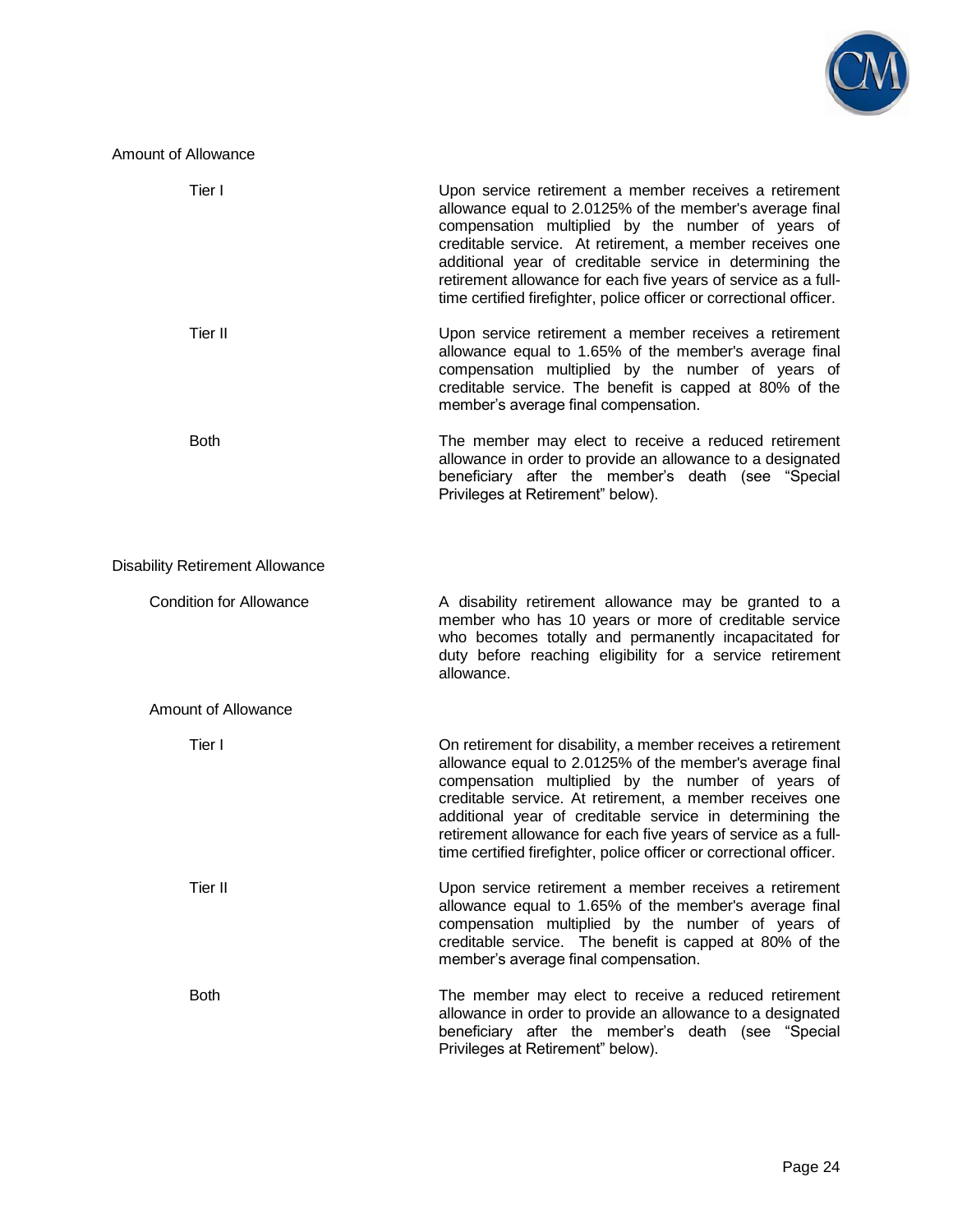### Amount of Allowance

| | |
|---|---|
| Tier I | Upon service retirement a member receives a retirement allowance equal to 2.0125% of the member's average final compensation multiplied by the number of years of creditable service. At retirement, a member receives one additional year of creditable service in determining the retirement allowance for each five years of service as a full-time certified firefighter, police officer or correctional officer. |
| Tier II | Upon service retirement a member receives a retirement allowance equal to 1.65% of the member's average final compensation multiplied by the number of years of creditable service. The benefit is capped at 80% of the member's average final compensation. |
| Both | The member may elect to receive a reduced retirement allowance in order to provide an allowance to a designated beneficiary after the member's death (see "Special Privileges at Retirement" below). |

## Disability Retirement Allowance

| | |
|---|---|
| Condition for Allowance | A disability retirement allowance may be granted to a member who has 10 years or more of creditable service who becomes totally and permanently incapacitated for duty before reaching eligibility for a service retirement allowance. |

### Amount of Allowance

| | |
|---|---|
| Tier I | On retirement for disability, a member receives a retirement allowance equal to 2.0125% of the member's average final compensation multiplied by the number of years of creditable service. At retirement, a member receives one additional year of creditable service in determining the retirement allowance for each five years of service as a full-time certified firefighter, police officer or correctional officer. |
| Tier II | Upon service retirement a member receives a retirement allowance equal to 1.65% of the member's average final compensation multiplied by the number of years of creditable service. The benefit is capped at 80% of the member's average final compensation. |
| Both | The member may elect to receive a reduced retirement allowance in order to provide an allowance to a designated beneficiary after the member's death (see "Special Privileges at Retirement" below). |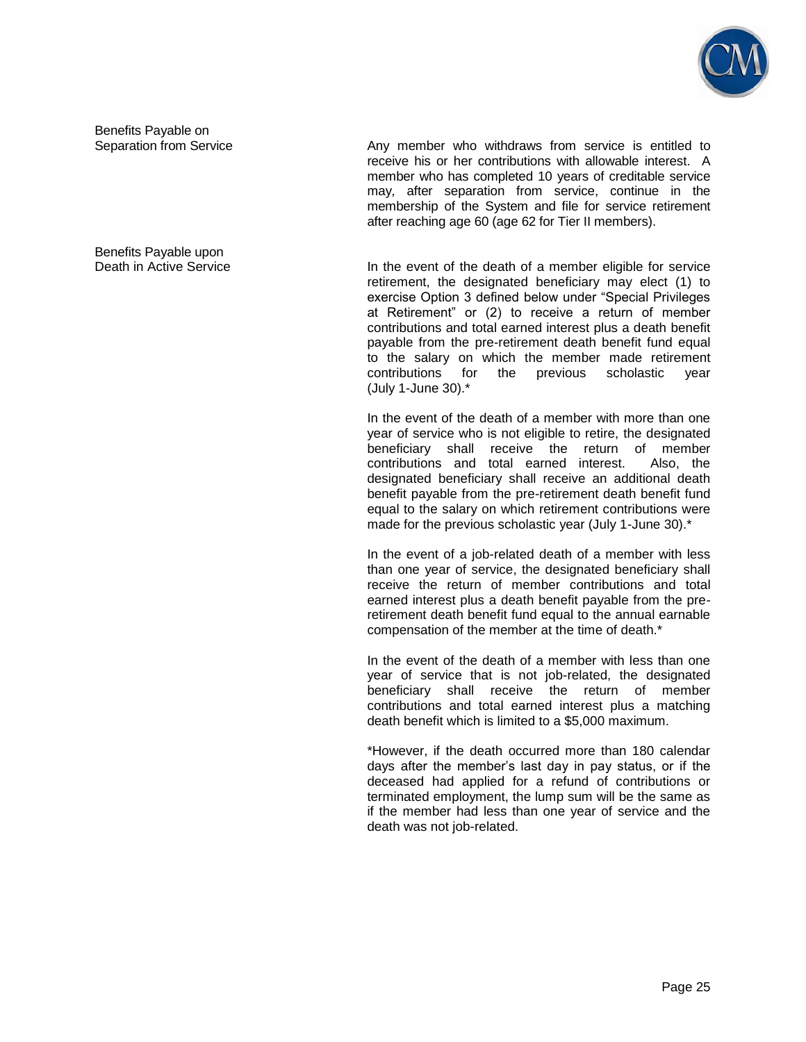**Benefits Payable on Separation from Service**

Any member who withdraws from service is entitled to receive his or her contributions with allowable interest. A member who has completed 10 years of creditable service may, after separation from service, continue in the membership of the System and file for service retirement after reaching age 60 (age 62 for Tier II members).

**Benefits Payable upon Death in Active Service**

In the event of the death of a member eligible for service retirement, the designated beneficiary may elect (1) to exercise Option 3 defined below under "Special Privileges at Retirement" or (2) to receive a return of member contributions and total earned interest plus a death benefit payable from the pre-retirement death benefit fund equal to the salary on which the member made retirement contributions for the previous scholastic year (July 1-June 30).*

In the event of the death of a member with more than one year of service who is not eligible to retire, the designated beneficiary shall receive the return of member contributions and total earned interest. Also, the designated beneficiary shall receive an additional death benefit payable from the pre-retirement death benefit fund equal to the salary on which retirement contributions were made for the previous scholastic year (July 1-June 30).*

In the event of a job-related death of a member with less than one year of service, the designated beneficiary shall receive the return of member contributions and total earned interest plus a death benefit payable from the pre-retirement death benefit fund equal to the annual earnable compensation of the member at the time of death.*

In the event of the death of a member with less than one year of service that is not job-related, the designated beneficiary shall receive the return of member contributions and total earned interest plus a matching death benefit which is limited to a $5,000 maximum.

*However, if the death occurred more than 180 calendar days after the member's last day in pay status, or if the deceased had applied for a refund of contributions or terminated employment, the lump sum will be the same as if the member had less than one year of service and the death was not job-related.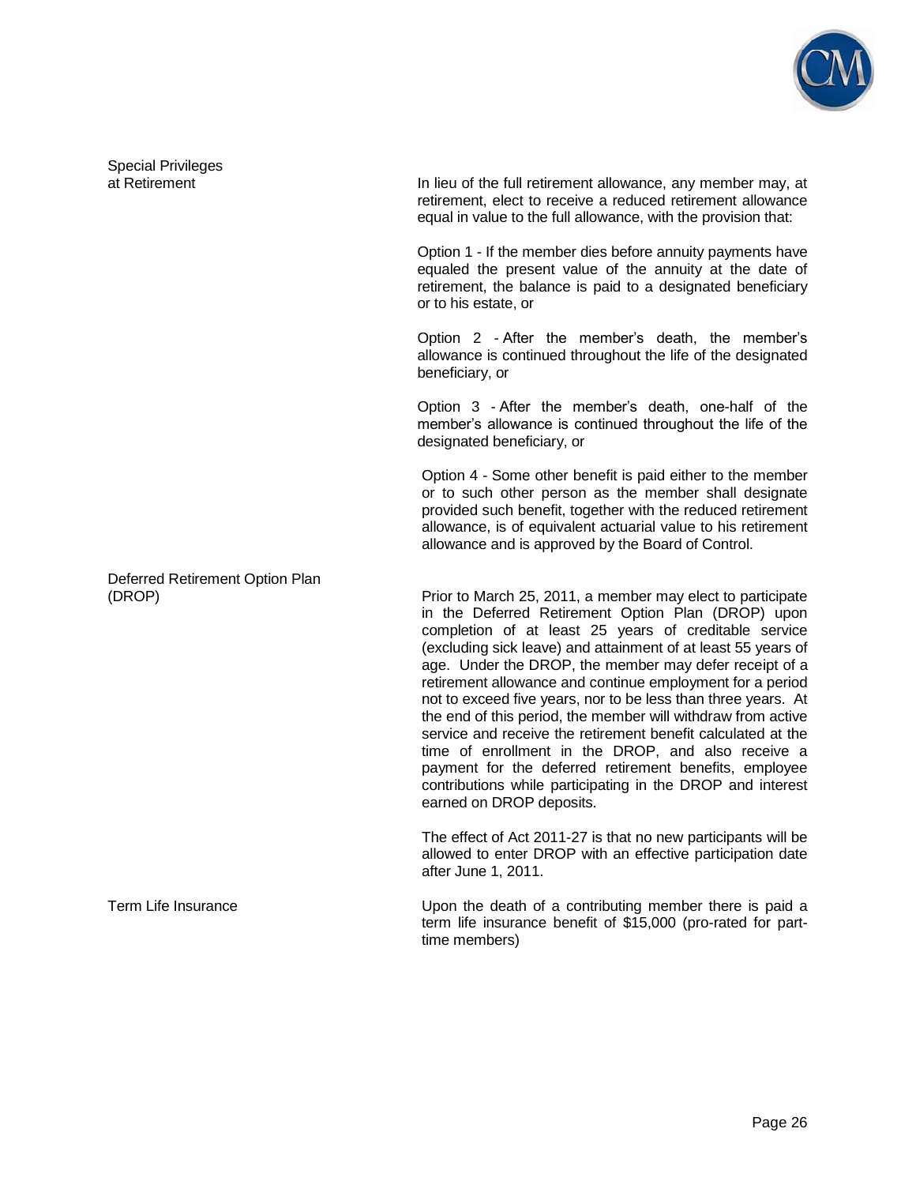**Special Privileges at Retirement**

In lieu of the full retirement allowance, any member may, at retirement, elect to receive a reduced retirement allowance equal in value to the full allowance, with the provision that:

Option 1 - If the member dies before annuity payments have equaled the present value of the annuity at the date of retirement, the balance is paid to a designated beneficiary or to his estate, or

Option 2 - After the member's death, the member's allowance is continued throughout the life of the designated beneficiary, or

Option 3 - After the member's death, one-half of the member's allowance is continued throughout the life of the designated beneficiary, or

Option 4 - Some other benefit is paid either to the member or to such other person as the member shall designate provided such benefit, together with the reduced retirement allowance, is of equivalent actuarial value to his retirement allowance and is approved by the Board of Control.

**Deferred Retirement Option Plan (DROP)**

Prior to March 25, 2011, a member may elect to participate in the Deferred Retirement Option Plan (DROP) upon completion of at least 25 years of creditable service (excluding sick leave) and attainment of at least 55 years of age. Under the DROP, the member may defer receipt of a retirement allowance and continue employment for a period not to exceed five years, nor to be less than three years. At the end of this period, the member will withdraw from active service and receive the retirement benefit calculated at the time of enrollment in the DROP, and also receive a payment for the deferred retirement benefits, employee contributions while participating in the DROP and interest earned on DROP deposits.

The effect of Act 2011-27 is that no new participants will be allowed to enter DROP with an effective participation date after June 1, 2011.

**Term Life Insurance**

Upon the death of a contributing member there is paid a term life insurance benefit of $15,000 (pro-rated for part-time members)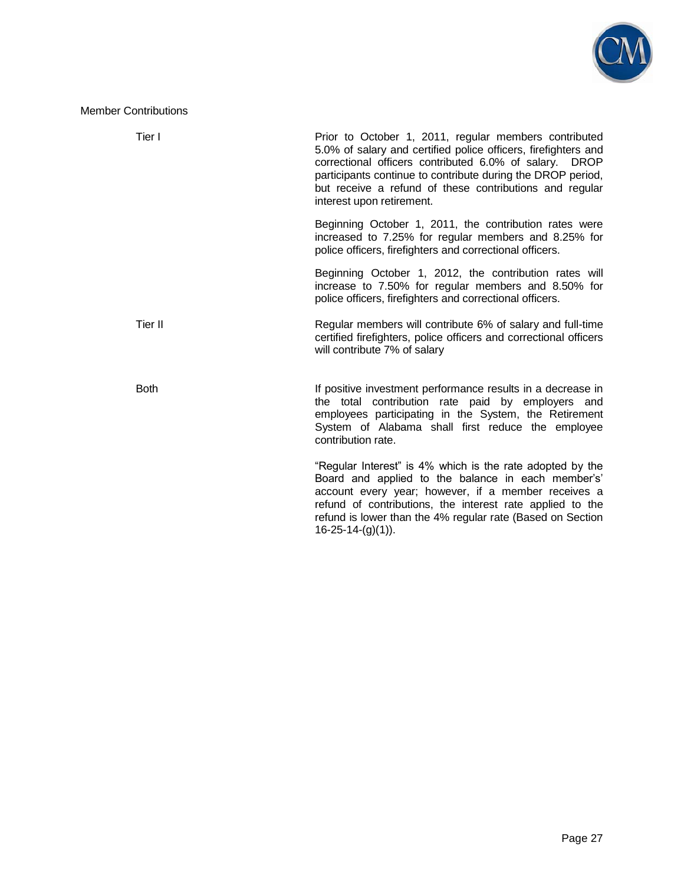## Member Contributions

| | |
|---|---|
| Tier I | Prior to October 1, 2011, regular members contributed 5.0% of salary and certified police officers, firefighters and correctional officers contributed 6.0% of salary. DROP participants continue to contribute during the DROP period, but receive a refund of these contributions and regular interest upon retirement. |
| | Beginning October 1, 2011, the contribution rates were increased to 7.25% for regular members and 8.25% for police officers, firefighters and correctional officers. |
| | Beginning October 1, 2012, the contribution rates will increase to 7.50% for regular members and 8.50% for police officers, firefighters and correctional officers. |
| Tier II | Regular members will contribute 6% of salary and full-time certified firefighters, police officers and correctional officers will contribute 7% of salary |
| Both | If positive investment performance results in a decrease in the total contribution rate paid by employers and employees participating in the System, the Retirement System of Alabama shall first reduce the employee contribution rate. |
| | "Regular Interest" is 4% which is the rate adopted by the Board and applied to the balance in each member's' account every year; however, if a member receives a refund of contributions, the interest rate applied to the refund is lower than the 4% regular rate (Based on Section 16-25-14-(g)(1)). |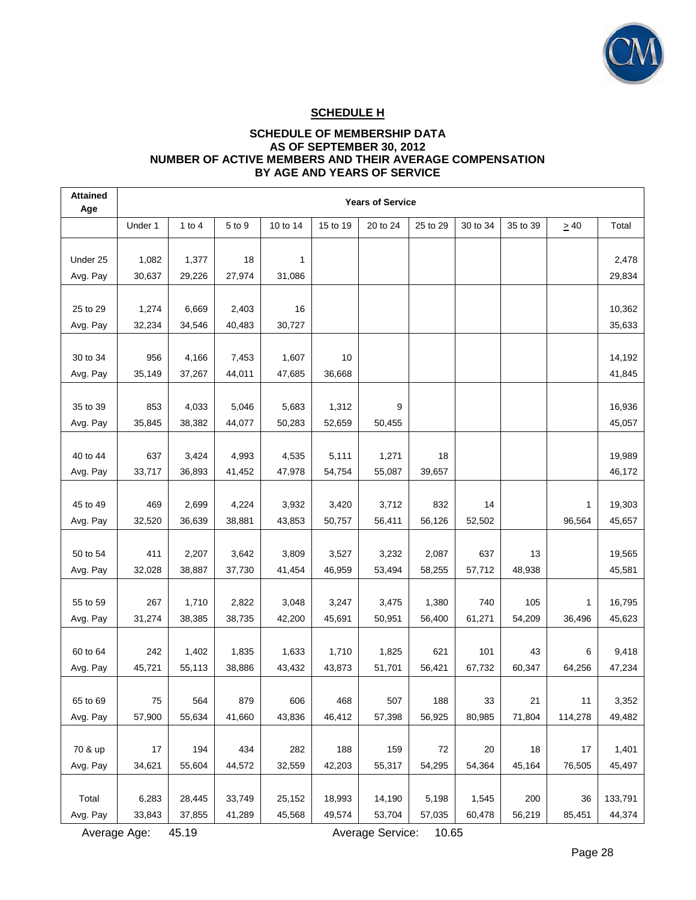## SCHEDULE H

### SCHEDULE OF MEMBERSHIP DATA
### AS OF SEPTEMBER 30, 2012
### NUMBER OF ACTIVE MEMBERS AND THEIR AVERAGE COMPENSATION
### BY AGE AND YEARS OF SERVICE

| Attained Age | Years of Service | | | | | | | | | | |
|---|---|---|---|---|---|---|---|---|---|---|---|
| | Under 1 | 1 to 4 | 5 to 9 | 10 to 14 | 15 to 19 | 20 to 24 | 25 to 29 | 30 to 34 | 35 to 39 | ≥ 40 | Total |
| Under 25 | 1,082 | 1,377 | 18 | 1 | | | | | | | 2,478 |
| Avg. Pay | 30,637 | 29,226 | 27,974 | 31,086 | | | | | | | 29,834 |
| 25 to 29 | 1,274 | 6,669 | 2,403 | 16 | | | | | | | 10,362 |
| Avg. Pay | 32,234 | 34,546 | 40,483 | 30,727 | | | | | | | 35,633 |
| 30 to 34 | 956 | 4,166 | 7,453 | 1,607 | 10 | | | | | | 14,192 |
| Avg. Pay | 35,149 | 37,267 | 44,011 | 47,685 | 36,668 | | | | | | 41,845 |
| 35 to 39 | 853 | 4,033 | 5,046 | 5,683 | 1,312 | 9 | | | | | 16,936 |
| Avg. Pay | 35,845 | 38,382 | 44,077 | 50,283 | 52,659 | 50,455 | | | | | 45,057 |
| 40 to 44 | 637 | 3,424 | 4,993 | 4,535 | 5,111 | 1,271 | 18 | | | | 19,989 |
| Avg. Pay | 33,717 | 36,893 | 41,452 | 47,978 | 54,754 | 55,087 | 39,657 | | | | 46,172 |
| 45 to 49 | 469 | 2,699 | 4,224 | 3,932 | 3,420 | 3,712 | 832 | 14 | | 1 | 19,303 |
| Avg. Pay | 32,520 | 36,639 | 38,881 | 43,853 | 50,757 | 56,411 | 56,126 | 52,502 | | 96,564 | 45,657 |
| 50 to 54 | 411 | 2,207 | 3,642 | 3,809 | 3,527 | 3,232 | 2,087 | 637 | 13 | | 19,565 |
| Avg. Pay | 32,028 | 38,887 | 37,730 | 41,454 | 46,959 | 53,494 | 58,255 | 57,712 | 48,938 | | 45,581 |
| 55 to 59 | 267 | 1,710 | 2,822 | 3,048 | 3,247 | 3,475 | 1,380 | 740 | 105 | 1 | 16,795 |
| Avg. Pay | 31,274 | 38,385 | 38,735 | 42,200 | 45,691 | 50,951 | 56,400 | 61,271 | 54,209 | 36,496 | 45,623 |
| 60 to 64 | 242 | 1,402 | 1,835 | 1,633 | 1,710 | 1,825 | 621 | 101 | 43 | 6 | 9,418 |
| Avg. Pay | 45,721 | 55,113 | 38,886 | 43,432 | 43,873 | 51,701 | 56,421 | 67,732 | 60,347 | 64,256 | 47,234 |
| 65 to 69 | 75 | 564 | 879 | 606 | 468 | 507 | 188 | 33 | 21 | 11 | 3,352 |
| Avg. Pay | 57,900 | 55,634 | 41,660 | 43,836 | 46,412 | 57,398 | 56,925 | 80,985 | 71,804 | 114,278 | 49,482 |
| 70 & up | 17 | 194 | 434 | 282 | 188 | 159 | 72 | 20 | 18 | 17 | 1,401 |
| Avg. Pay | 34,621 | 55,604 | 44,572 | 32,559 | 42,203 | 55,317 | 54,295 | 54,364 | 45,164 | 76,505 | 45,497 |
| Total | 6,283 | 28,445 | 33,749 | 25,152 | 18,993 | 14,190 | 5,198 | 1,545 | 200 | 36 | 133,791 |
| Avg. Pay | 33,843 | 37,855 | 41,289 | 45,568 | 49,574 | 53,704 | 57,035 | 60,478 | 56,219 | 85,451 | 44,374 |

Average Age: 45.19 Average Service: 10.65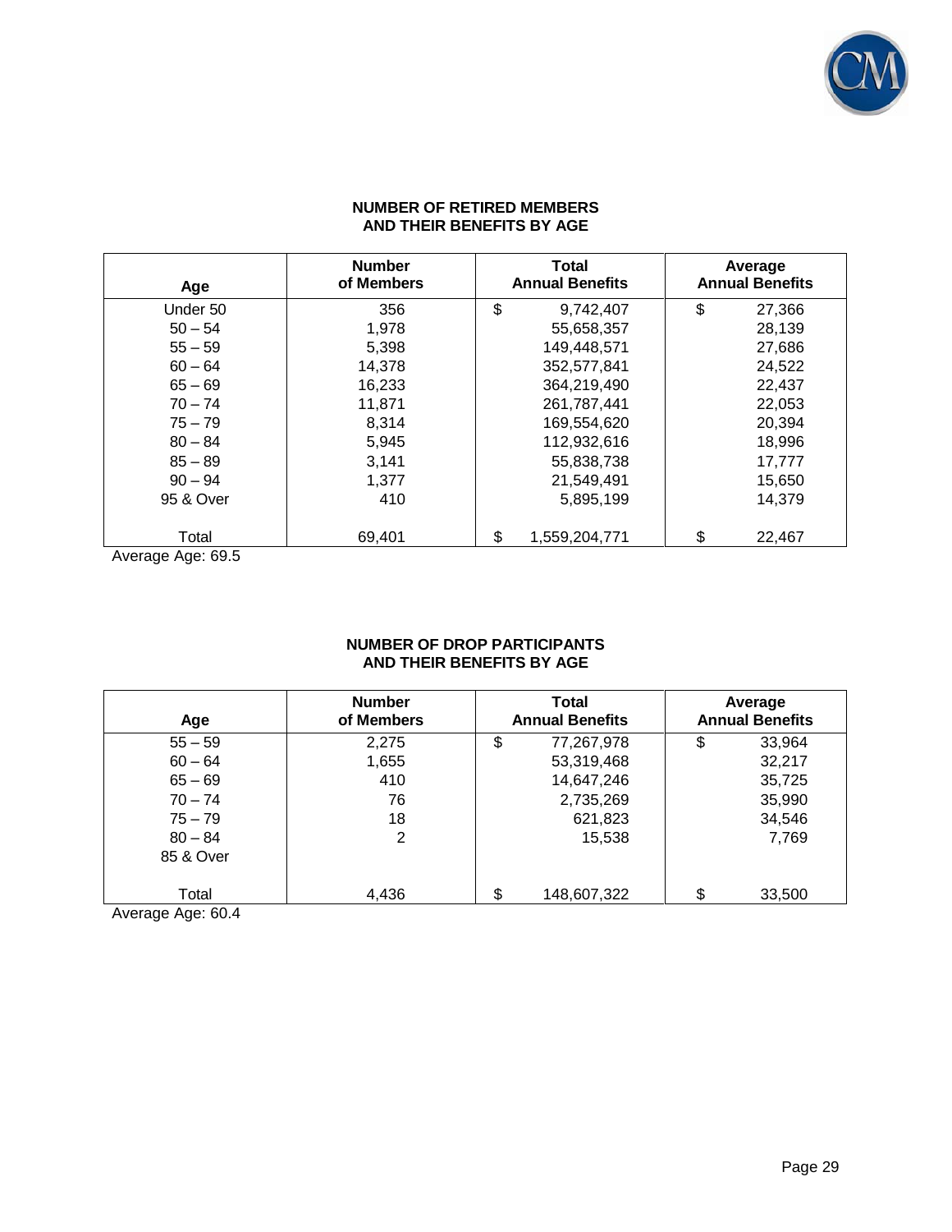## NUMBER OF RETIRED MEMBERS AND THEIR BENEFITS BY AGE

| Age | Number of Members | Total Annual Benefits | Average Annual Benefits |
|---|---|---|---|
| Under 50 | 356 | $ 9,742,407 | $ 27,366 |
| 50 – 54 | 1,978 | 55,658,357 | 28,139 |
| 55 – 59 | 5,398 | 149,448,571 | 27,686 |
| 60 – 64 | 14,378 | 352,577,841 | 24,522 |
| 65 – 69 | 16,233 | 364,219,490 | 22,437 |
| 70 – 74 | 11,871 | 261,787,441 | 22,053 |
| 75 – 79 | 8,314 | 169,554,620 | 20,394 |
| 80 – 84 | 5,945 | 112,932,616 | 18,996 |
| 85 – 89 | 3,141 | 55,838,738 | 17,777 |
| 90 – 94 | 1,377 | 21,549,491 | 15,650 |
| 95 & Over | 410 | 5,895,199 | 14,379 |
| Total | 69,401 | $ 1,559,204,771 | $ 22,467 |

Average Age: 69.5

## NUMBER OF DROP PARTICIPANTS AND THEIR BENEFITS BY AGE

| Age | Number of Members | Total Annual Benefits | Average Annual Benefits |
|---|---|---|---|
| 55 – 59 | 2,275 | $ 77,267,978 | $ 33,964 |
| 60 – 64 | 1,655 | 53,319,468 | 32,217 |
| 65 – 69 | 410 | 14,647,246 | 35,725 |
| 70 – 74 | 76 | 2,735,269 | 35,990 |
| 75 – 79 | 18 | 621,823 | 34,546 |
| 80 – 84 | 2 | 15,538 | 7,769 |
| 85 & Over | | | |
| Total | 4,436 | $ 148,607,322 | $ 33,500 |

Average Age: 60.4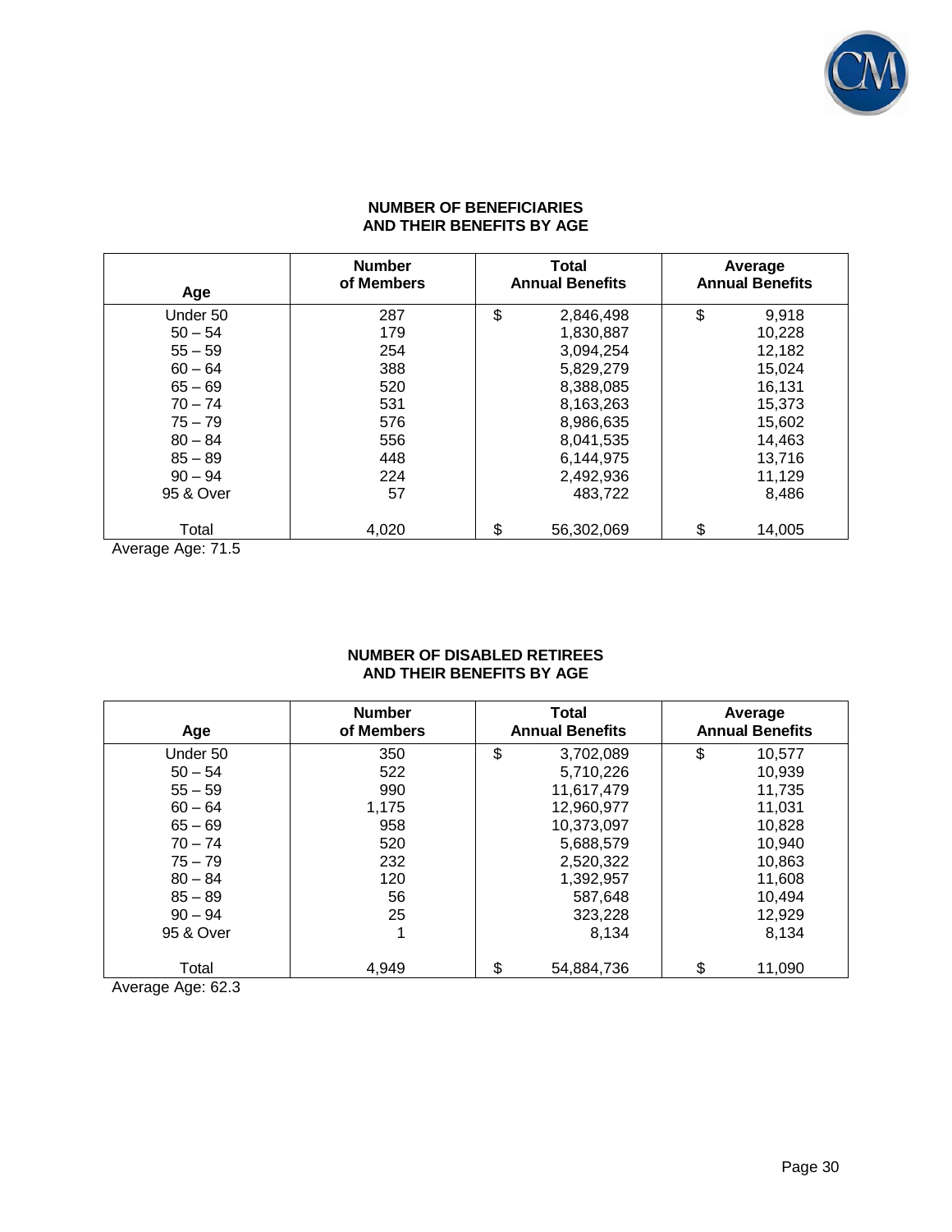## NUMBER OF BENEFICIARIES AND THEIR BENEFITS BY AGE

| Age | Number of Members | Total Annual Benefits | Average Annual Benefits |
|---|---|---|---|
| Under 50 | 287 | $ 2,846,498 | $ 9,918 |
| 50 – 54 | 179 | 1,830,887 | 10,228 |
| 55 – 59 | 254 | 3,094,254 | 12,182 |
| 60 – 64 | 388 | 5,829,279 | 15,024 |
| 65 – 69 | 520 | 8,388,085 | 16,131 |
| 70 – 74 | 531 | 8,163,263 | 15,373 |
| 75 – 79 | 576 | 8,986,635 | 15,602 |
| 80 – 84 | 556 | 8,041,535 | 14,463 |
| 85 – 89 | 448 | 6,144,975 | 13,716 |
| 90 – 94 | 224 | 2,492,936 | 11,129 |
| 95 & Over | 57 | 483,722 | 8,486 |
| Total | 4,020 | $ 56,302,069 | $ 14,005 |

Average Age: 71.5

## NUMBER OF DISABLED RETIREES AND THEIR BENEFITS BY AGE

| Age | Number of Members | Total Annual Benefits | Average Annual Benefits |
|---|---|---|---|
| Under 50 | 350 | $ 3,702,089 | $ 10,577 |
| 50 – 54 | 522 | 5,710,226 | 10,939 |
| 55 – 59 | 990 | 11,617,479 | 11,735 |
| 60 – 64 | 1,175 | 12,960,977 | 11,031 |
| 65 – 69 | 958 | 10,373,097 | 10,828 |
| 70 – 74 | 520 | 5,688,579 | 10,940 |
| 75 – 79 | 232 | 2,520,322 | 10,863 |
| 80 – 84 | 120 | 1,392,957 | 11,608 |
| 85 – 89 | 56 | 587,648 | 10,494 |
| 90 – 94 | 25 | 323,228 | 12,929 |
| 95 & Over | 1 | 8,134 | 8,134 |
| Total | 4,949 | $ 54,884,736 | $ 11,090 |

Average Age: 62.3